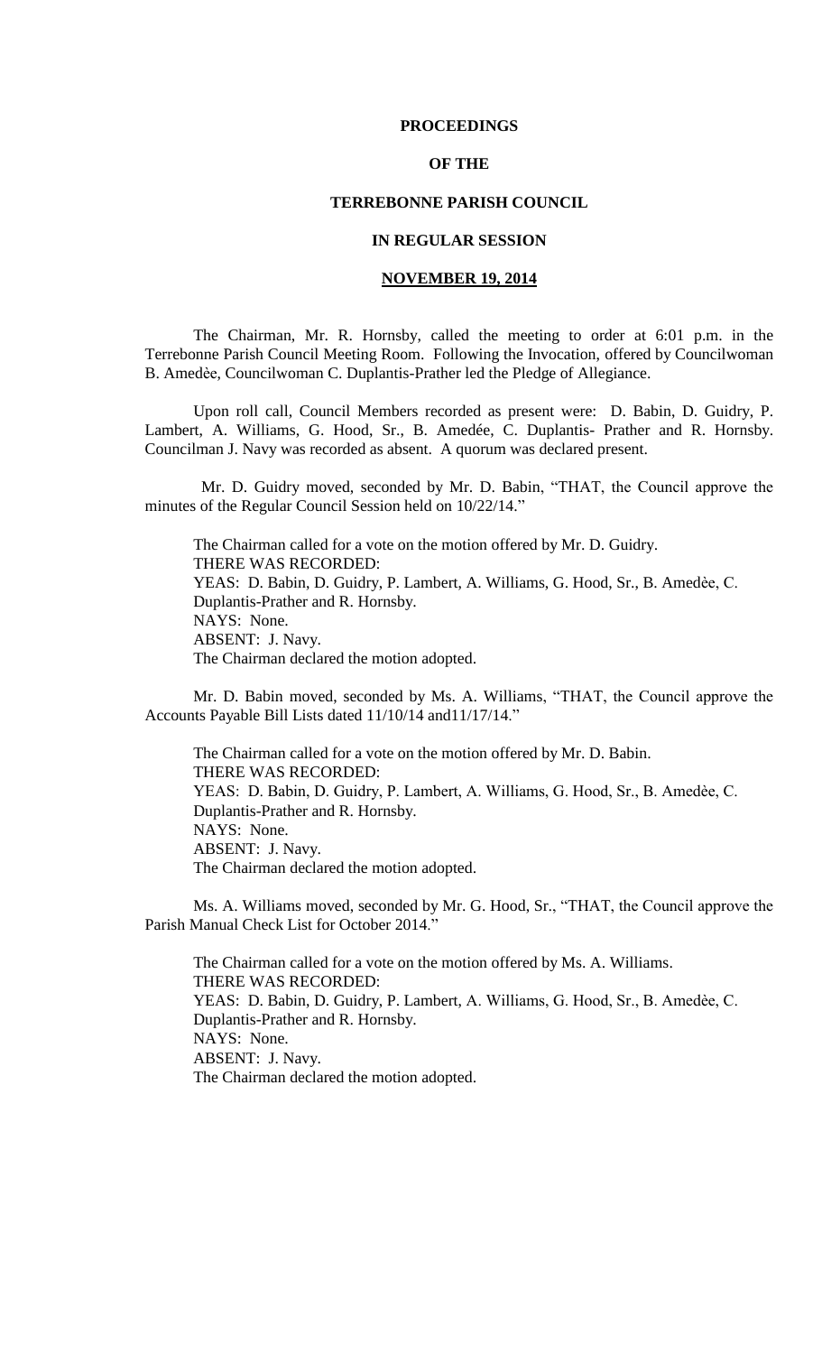# PROCEEDINGS

# OF THE

# TERREBONNE PARISH COUNCIL

# IN REGULAR SESSION

# **NOVEMBER 19, 2014**

The Chairman, Mr. R. Hornsby, called the meeting to order at 6:01 p.m. in the Terrebonne Parish Council Meeting Room. Following the Invocation, offered by Councilwoman B. Amedèe, Councilwoman C. Duplantis-Prather led the Pledge of Allegiance.

Upon roll call, Council Members recorded as present were: D. Babin, D. Guidry, P. Lambert, A. Williams, G. Hood, Sr., B. Amedée, C. Duplantis- Prather and R. Hornsby. Councilman J. Navy was recorded as absent. A quorum was declared present.

Mr. D. Guidry moved, seconded by Mr. D. Babin, "THAT, the Council approve the minutes of the Regular Council Session held on 10/22/14."

The Chairman called for a vote on the motion offered by Mr. D. Guidry.
THERE WAS RECORDED:
YEAS: D. Babin, D. Guidry, P. Lambert, A. Williams, G. Hood, Sr., B. Amedèe, C. Duplantis-Prather and R. Hornsby.
NAYS: None.
ABSENT: J. Navy.
The Chairman declared the motion adopted.

Mr. D. Babin moved, seconded by Ms. A. Williams, "THAT, the Council approve the Accounts Payable Bill Lists dated 11/10/14 and11/17/14."

The Chairman called for a vote on the motion offered by Mr. D. Babin.
THERE WAS RECORDED:
YEAS: D. Babin, D. Guidry, P. Lambert, A. Williams, G. Hood, Sr., B. Amedèe, C. Duplantis-Prather and R. Hornsby.
NAYS: None.
ABSENT: J. Navy.
The Chairman declared the motion adopted.

Ms. A. Williams moved, seconded by Mr. G. Hood, Sr., "THAT, the Council approve the Parish Manual Check List for October 2014."

The Chairman called for a vote on the motion offered by Ms. A. Williams.
THERE WAS RECORDED:
YEAS: D. Babin, D. Guidry, P. Lambert, A. Williams, G. Hood, Sr., B. Amedèe, C. Duplantis-Prather and R. Hornsby.
NAYS: None.
ABSENT: J. Navy.
The Chairman declared the motion adopted.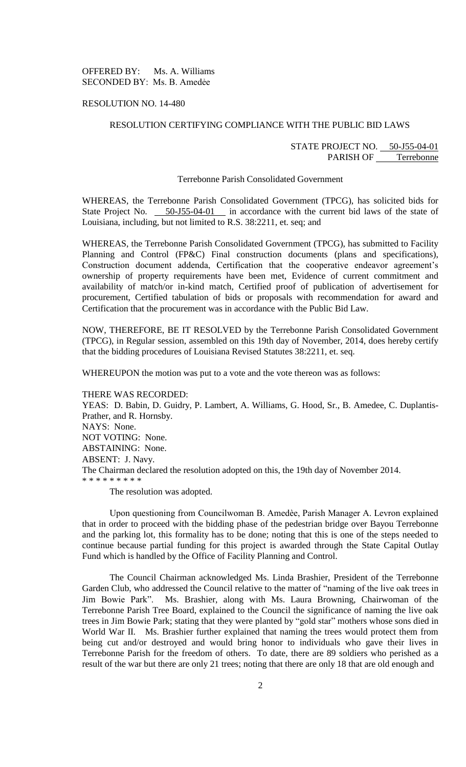OFFERED BY: Ms. A. Williams
SECONDED BY: Ms. B. Amedèe

RESOLUTION NO. 14-480

RESOLUTION CERTIFYING COMPLIANCE WITH THE PUBLIC BID LAWS

STATE PROJECT NO. 50-J55-04-01
PARISH OF Terrebonne

Terrebonne Parish Consolidated Government

WHEREAS, the Terrebonne Parish Consolidated Government (TPCG), has solicited bids for State Project No. 50-J55-04-01 in accordance with the current bid laws of the state of Louisiana, including, but not limited to R.S. 38:2211, et. seq; and

WHEREAS, the Terrebonne Parish Consolidated Government (TPCG), has submitted to Facility Planning and Control (FP&C) Final construction documents (plans and specifications), Construction document addenda, Certification that the cooperative endeavor agreement's ownership of property requirements have been met, Evidence of current commitment and availability of match/or in-kind match, Certified proof of publication of advertisement for procurement, Certified tabulation of bids or proposals with recommendation for award and Certification that the procurement was in accordance with the Public Bid Law.

NOW, THEREFORE, BE IT RESOLVED by the Terrebonne Parish Consolidated Government (TPCG), in Regular session, assembled on this 19th day of November, 2014, does hereby certify that the bidding procedures of Louisiana Revised Statutes 38:2211, et. seq.

WHEREUPON the motion was put to a vote and the vote thereon was as follows:

THERE WAS RECORDED:
YEAS: D. Babin, D. Guidry, P. Lambert, A. Williams, G. Hood, Sr., B. Amedee, C. Duplantis-Prather, and R. Hornsby.
NAYS: None.
NOT VOTING: None.
ABSTAINING: None.
ABSENT: J. Navy.
The Chairman declared the resolution adopted on this, the 19th day of November 2014.
* * * * * * * * *

The resolution was adopted.

Upon questioning from Councilwoman B. Amedèe, Parish Manager A. Levron explained that in order to proceed with the bidding phase of the pedestrian bridge over Bayou Terrebonne and the parking lot, this formality has to be done; noting that this is one of the steps needed to continue because partial funding for this project is awarded through the State Capital Outlay Fund which is handled by the Office of Facility Planning and Control.

The Council Chairman acknowledged Ms. Linda Brashier, President of the Terrebonne Garden Club, who addressed the Council relative to the matter of "naming of the live oak trees in Jim Bowie Park". Ms. Brashier, along with Ms. Laura Browning, Chairwoman of the Terrebonne Parish Tree Board, explained to the Council the significance of naming the live oak trees in Jim Bowie Park; stating that they were planted by "gold star" mothers whose sons died in World War II. Ms. Brashier further explained that naming the trees would protect them from being cut and/or destroyed and would bring honor to individuals who gave their lives in Terrebonne Parish for the freedom of others. To date, there are 89 soldiers who perished as a result of the war but there are only 21 trees; noting that there are only 18 that are old enough and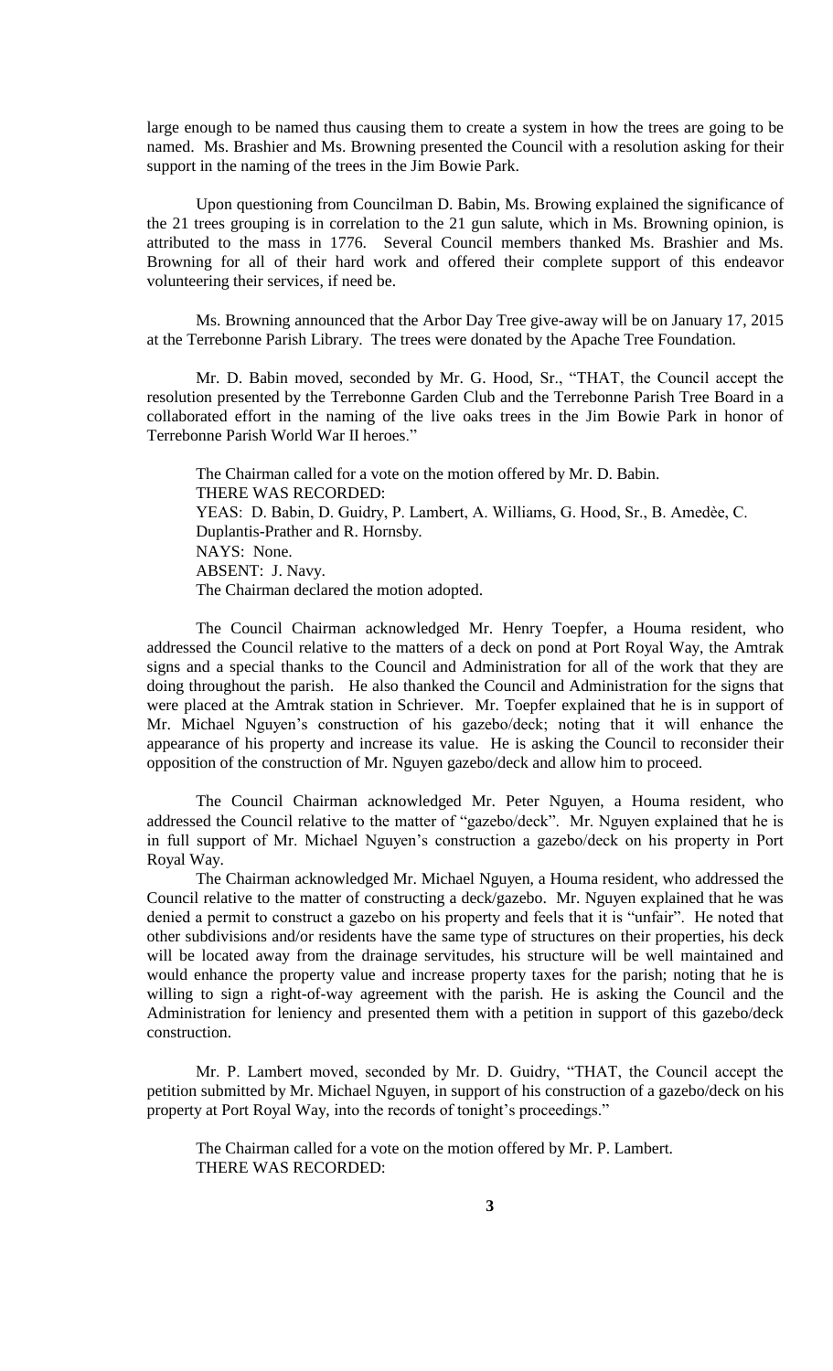large enough to be named thus causing them to create a system in how the trees are going to be named. Ms. Brashier and Ms. Browning presented the Council with a resolution asking for their support in the naming of the trees in the Jim Bowie Park.

Upon questioning from Councilman D. Babin, Ms. Browing explained the significance of the 21 trees grouping is in correlation to the 21 gun salute, which in Ms. Browning opinion, is attributed to the mass in 1776. Several Council members thanked Ms. Brashier and Ms. Browning for all of their hard work and offered their complete support of this endeavor volunteering their services, if need be.

Ms. Browning announced that the Arbor Day Tree give-away will be on January 17, 2015 at the Terrebonne Parish Library. The trees were donated by the Apache Tree Foundation.

Mr. D. Babin moved, seconded by Mr. G. Hood, Sr., "THAT, the Council accept the resolution presented by the Terrebonne Garden Club and the Terrebonne Parish Tree Board in a collaborated effort in the naming of the live oaks trees in the Jim Bowie Park in honor of Terrebonne Parish World War II heroes."

The Chairman called for a vote on the motion offered by Mr. D. Babin.
THERE WAS RECORDED:
YEAS: D. Babin, D. Guidry, P. Lambert, A. Williams, G. Hood, Sr., B. Amedèe, C. Duplantis-Prather and R. Hornsby.
NAYS: None.
ABSENT: J. Navy.
The Chairman declared the motion adopted.

The Council Chairman acknowledged Mr. Henry Toepfer, a Houma resident, who addressed the Council relative to the matters of a deck on pond at Port Royal Way, the Amtrak signs and a special thanks to the Council and Administration for all of the work that they are doing throughout the parish. He also thanked the Council and Administration for the signs that were placed at the Amtrak station in Schriever. Mr. Toepfer explained that he is in support of Mr. Michael Nguyen's construction of his gazebo/deck; noting that it will enhance the appearance of his property and increase its value. He is asking the Council to reconsider their opposition of the construction of Mr. Nguyen gazebo/deck and allow him to proceed.

The Council Chairman acknowledged Mr. Peter Nguyen, a Houma resident, who addressed the Council relative to the matter of "gazebo/deck". Mr. Nguyen explained that he is in full support of Mr. Michael Nguyen's construction a gazebo/deck on his property in Port Royal Way.

The Chairman acknowledged Mr. Michael Nguyen, a Houma resident, who addressed the Council relative to the matter of constructing a deck/gazebo. Mr. Nguyen explained that he was denied a permit to construct a gazebo on his property and feels that it is "unfair". He noted that other subdivisions and/or residents have the same type of structures on their properties, his deck will be located away from the drainage servitudes, his structure will be well maintained and would enhance the property value and increase property taxes for the parish; noting that he is willing to sign a right-of-way agreement with the parish. He is asking the Council and the Administration for leniency and presented them with a petition in support of this gazebo/deck construction.

Mr. P. Lambert moved, seconded by Mr. D. Guidry, "THAT, the Council accept the petition submitted by Mr. Michael Nguyen, in support of his construction of a gazebo/deck on his property at Port Royal Way, into the records of tonight's proceedings."

The Chairman called for a vote on the motion offered by Mr. P. Lambert.
THERE WAS RECORDED: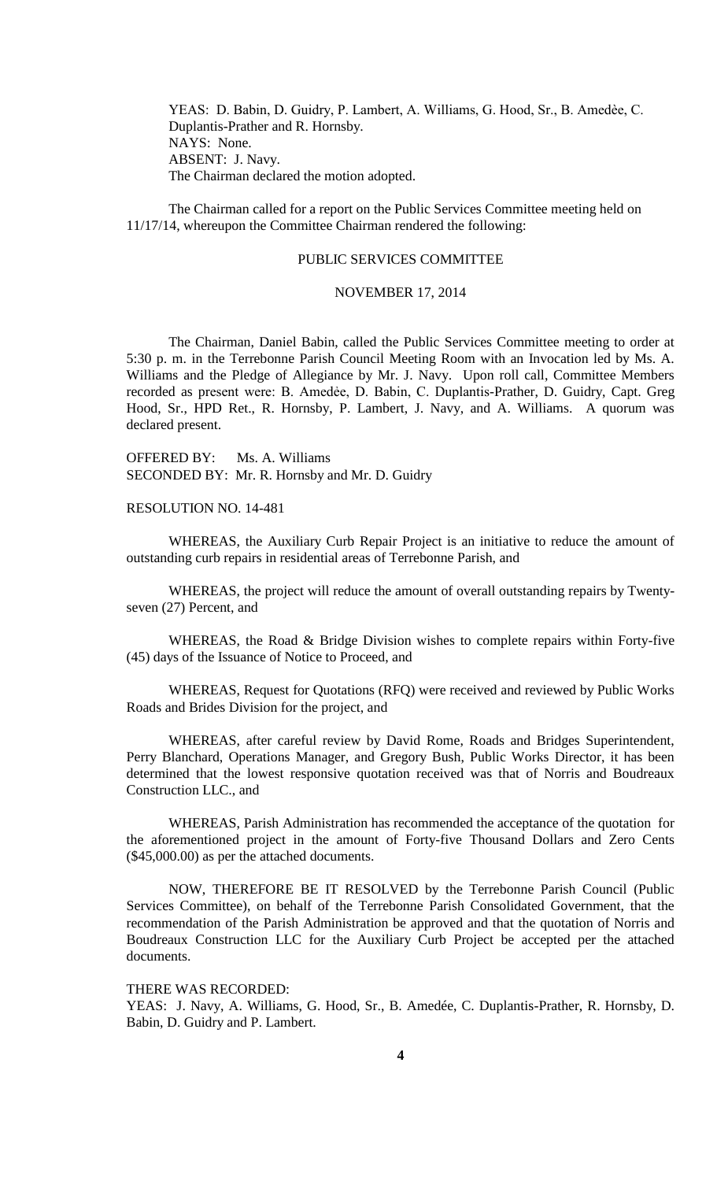YEAS: D. Babin, D. Guidry, P. Lambert, A. Williams, G. Hood, Sr., B. Amedèe, C. Duplantis-Prather and R. Hornsby.
NAYS: None.
ABSENT: J. Navy.
The Chairman declared the motion adopted.

The Chairman called for a report on the Public Services Committee meeting held on 11/17/14, whereupon the Committee Chairman rendered the following:

PUBLIC SERVICES COMMITTEE

NOVEMBER 17, 2014

The Chairman, Daniel Babin, called the Public Services Committee meeting to order at 5:30 p. m. in the Terrebonne Parish Council Meeting Room with an Invocation led by Ms. A. Williams and the Pledge of Allegiance by Mr. J. Navy. Upon roll call, Committee Members recorded as present were: B. Amedèe, D. Babin, C. Duplantis-Prather, D. Guidry, Capt. Greg Hood, Sr., HPD Ret., R. Hornsby, P. Lambert, J. Navy, and A. Williams. A quorum was declared present.

OFFERED BY: Ms. A. Williams
SECONDED BY: Mr. R. Hornsby and Mr. D. Guidry

RESOLUTION NO. 14-481

WHEREAS, the Auxiliary Curb Repair Project is an initiative to reduce the amount of outstanding curb repairs in residential areas of Terrebonne Parish, and

WHEREAS, the project will reduce the amount of overall outstanding repairs by Twenty-seven (27) Percent, and

WHEREAS, the Road & Bridge Division wishes to complete repairs within Forty-five (45) days of the Issuance of Notice to Proceed, and

WHEREAS, Request for Quotations (RFQ) were received and reviewed by Public Works Roads and Brides Division for the project, and

WHEREAS, after careful review by David Rome, Roads and Bridges Superintendent, Perry Blanchard, Operations Manager, and Gregory Bush, Public Works Director, it has been determined that the lowest responsive quotation received was that of Norris and Boudreaux Construction LLC., and

WHEREAS, Parish Administration has recommended the acceptance of the quotation for the aforementioned project in the amount of Forty-five Thousand Dollars and Zero Cents ($45,000.00) as per the attached documents.

NOW, THEREFORE BE IT RESOLVED by the Terrebonne Parish Council (Public Services Committee), on behalf of the Terrebonne Parish Consolidated Government, that the recommendation of the Parish Administration be approved and that the quotation of Norris and Boudreaux Construction LLC for the Auxiliary Curb Project be accepted per the attached documents.

THERE WAS RECORDED:
YEAS: J. Navy, A. Williams, G. Hood, Sr., B. Amedée, C. Duplantis-Prather, R. Hornsby, D. Babin, D. Guidry and P. Lambert.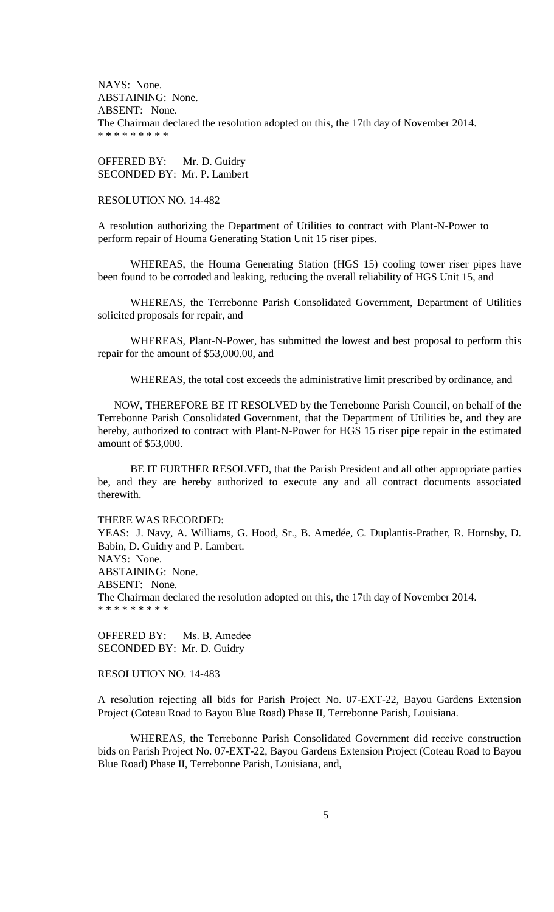NAYS: None.
ABSTAINING: None.
ABSENT: None.
The Chairman declared the resolution adopted on this, the 17th day of November 2014.
* * * * * * * * *

OFFERED BY: Mr. D. Guidry
SECONDED BY: Mr. P. Lambert

RESOLUTION NO. 14-482

A resolution authorizing the Department of Utilities to contract with Plant-N-Power to perform repair of Houma Generating Station Unit 15 riser pipes.

WHEREAS, the Houma Generating Station (HGS 15) cooling tower riser pipes have been found to be corroded and leaking, reducing the overall reliability of HGS Unit 15, and

WHEREAS, the Terrebonne Parish Consolidated Government, Department of Utilities solicited proposals for repair, and

WHEREAS, Plant-N-Power, has submitted the lowest and best proposal to perform this repair for the amount of $53,000.00, and

WHEREAS, the total cost exceeds the administrative limit prescribed by ordinance, and

NOW, THEREFORE BE IT RESOLVED by the Terrebonne Parish Council, on behalf of the Terrebonne Parish Consolidated Government, that the Department of Utilities be, and they are hereby, authorized to contract with Plant-N-Power for HGS 15 riser pipe repair in the estimated amount of $53,000.

BE IT FURTHER RESOLVED, that the Parish President and all other appropriate parties be, and they are hereby authorized to execute any and all contract documents associated therewith.

THERE WAS RECORDED:
YEAS: J. Navy, A. Williams, G. Hood, Sr., B. Amedée, C. Duplantis-Prather, R. Hornsby, D. Babin, D. Guidry and P. Lambert.
NAYS: None.
ABSTAINING: None.
ABSENT: None.
The Chairman declared the resolution adopted on this, the 17th day of November 2014.
* * * * * * * * *

OFFERED BY: Ms. B. Amedėe
SECONDED BY: Mr. D. Guidry

RESOLUTION NO. 14-483

A resolution rejecting all bids for Parish Project No. 07-EXT-22, Bayou Gardens Extension Project (Coteau Road to Bayou Blue Road) Phase II, Terrebonne Parish, Louisiana.

WHEREAS, the Terrebonne Parish Consolidated Government did receive construction bids on Parish Project No. 07-EXT-22, Bayou Gardens Extension Project (Coteau Road to Bayou Blue Road) Phase II, Terrebonne Parish, Louisiana, and,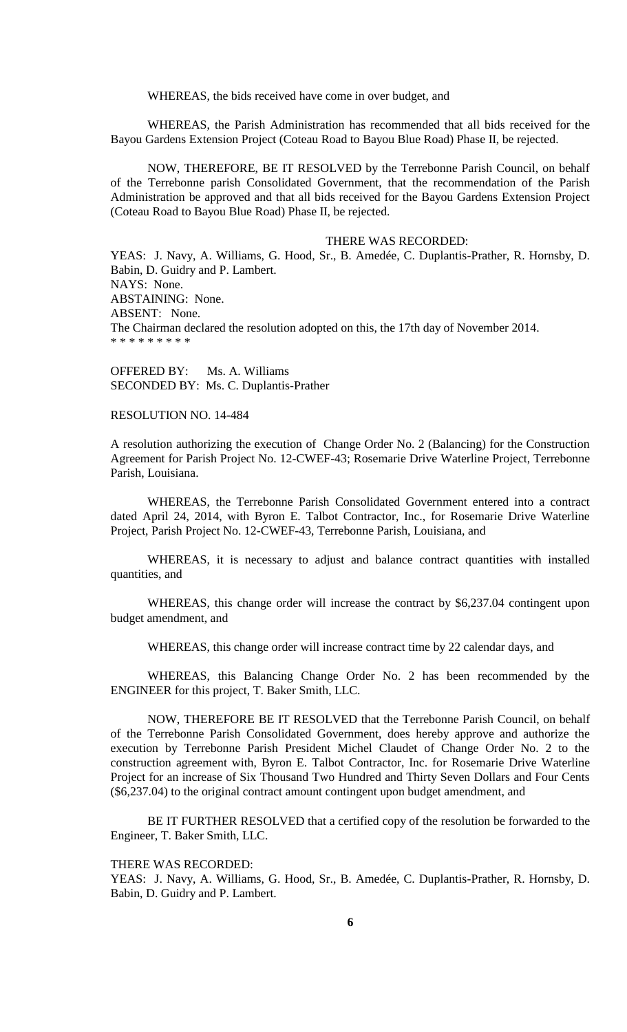WHEREAS, the bids received have come in over budget, and

WHEREAS, the Parish Administration has recommended that all bids received for the Bayou Gardens Extension Project (Coteau Road to Bayou Blue Road) Phase II, be rejected.

NOW, THEREFORE, BE IT RESOLVED by the Terrebonne Parish Council, on behalf of the Terrebonne parish Consolidated Government, that the recommendation of the Parish Administration be approved and that all bids received for the Bayou Gardens Extension Project (Coteau Road to Bayou Blue Road) Phase II, be rejected.

THERE WAS RECORDED:

YEAS: J. Navy, A. Williams, G. Hood, Sr., B. Amedée, C. Duplantis-Prather, R. Hornsby, D. Babin, D. Guidry and P. Lambert.
NAYS: None.
ABSTAINING: None.
ABSENT: None.
The Chairman declared the resolution adopted on this, the 17th day of November 2014.
* * * * * * * * *

OFFERED BY: Ms. A. Williams
SECONDED BY: Ms. C. Duplantis-Prather

RESOLUTION NO. 14-484

A resolution authorizing the execution of Change Order No. 2 (Balancing) for the Construction Agreement for Parish Project No. 12-CWEF-43; Rosemarie Drive Waterline Project, Terrebonne Parish, Louisiana.

WHEREAS, the Terrebonne Parish Consolidated Government entered into a contract dated April 24, 2014, with Byron E. Talbot Contractor, Inc., for Rosemarie Drive Waterline Project, Parish Project No. 12-CWEF-43, Terrebonne Parish, Louisiana, and

WHEREAS, it is necessary to adjust and balance contract quantities with installed quantities, and

WHEREAS, this change order will increase the contract by $6,237.04 contingent upon budget amendment, and

WHEREAS, this change order will increase contract time by 22 calendar days, and

WHEREAS, this Balancing Change Order No. 2 has been recommended by the ENGINEER for this project, T. Baker Smith, LLC.

NOW, THEREFORE BE IT RESOLVED that the Terrebonne Parish Council, on behalf of the Terrebonne Parish Consolidated Government, does hereby approve and authorize the execution by Terrebonne Parish President Michel Claudet of Change Order No. 2 to the construction agreement with, Byron E. Talbot Contractor, Inc. for Rosemarie Drive Waterline Project for an increase of Six Thousand Two Hundred and Thirty Seven Dollars and Four Cents ($6,237.04) to the original contract amount contingent upon budget amendment, and

BE IT FURTHER RESOLVED that a certified copy of the resolution be forwarded to the Engineer, T. Baker Smith, LLC.

THERE WAS RECORDED:

YEAS: J. Navy, A. Williams, G. Hood, Sr., B. Amedée, C. Duplantis-Prather, R. Hornsby, D. Babin, D. Guidry and P. Lambert.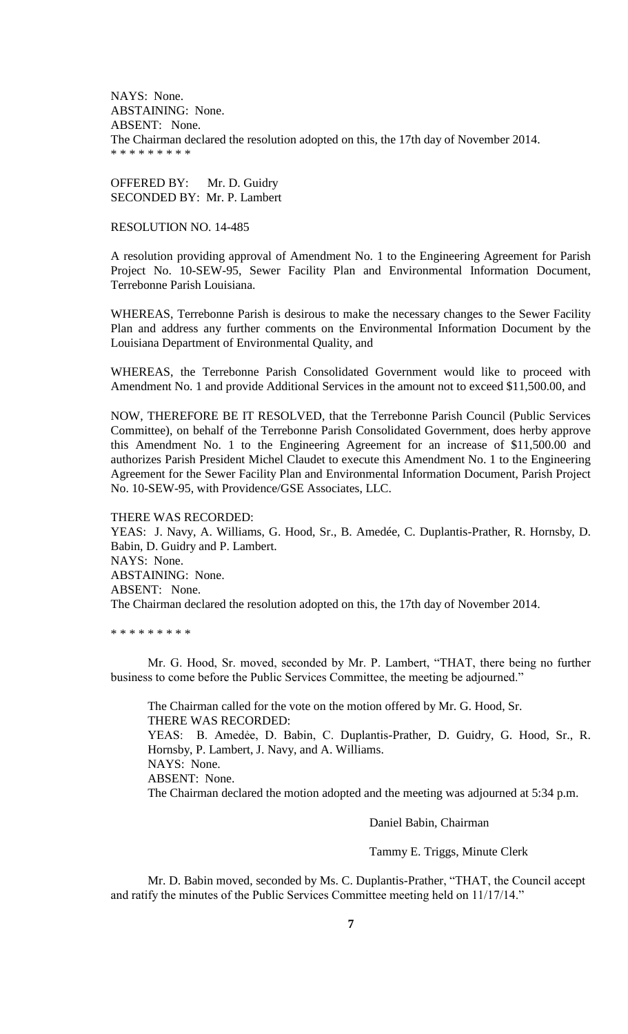NAYS: None.
ABSTAINING: None.
ABSENT: None.
The Chairman declared the resolution adopted on this, the 17th day of November 2014.
* * * * * * * * *

OFFERED BY: Mr. D. Guidry
SECONDED BY: Mr. P. Lambert

RESOLUTION NO. 14-485

A resolution providing approval of Amendment No. 1 to the Engineering Agreement for Parish Project No. 10-SEW-95, Sewer Facility Plan and Environmental Information Document, Terrebonne Parish Louisiana.

WHEREAS, Terrebonne Parish is desirous to make the necessary changes to the Sewer Facility Plan and address any further comments on the Environmental Information Document by the Louisiana Department of Environmental Quality, and

WHEREAS, the Terrebonne Parish Consolidated Government would like to proceed with Amendment No. 1 and provide Additional Services in the amount not to exceed $11,500.00, and

NOW, THEREFORE BE IT RESOLVED, that the Terrebonne Parish Council (Public Services Committee), on behalf of the Terrebonne Parish Consolidated Government, does herby approve this Amendment No. 1 to the Engineering Agreement for an increase of $11,500.00 and authorizes Parish President Michel Claudet to execute this Amendment No. 1 to the Engineering Agreement for the Sewer Facility Plan and Environmental Information Document, Parish Project No. 10-SEW-95, with Providence/GSE Associates, LLC.

THERE WAS RECORDED:
YEAS: J. Navy, A. Williams, G. Hood, Sr., B. Amedée, C. Duplantis-Prather, R. Hornsby, D. Babin, D. Guidry and P. Lambert.
NAYS: None.
ABSTAINING: None.
ABSENT: None.
The Chairman declared the resolution adopted on this, the 17th day of November 2014.

* * * * * * * * *

Mr. G. Hood, Sr. moved, seconded by Mr. P. Lambert, "THAT, there being no further business to come before the Public Services Committee, the meeting be adjourned."

The Chairman called for the vote on the motion offered by Mr. G. Hood, Sr.
THERE WAS RECORDED:
YEAS: B. Amedẻe, D. Babin, C. Duplantis-Prather, D. Guidry, G. Hood, Sr., R. Hornsby, P. Lambert, J. Navy, and A. Williams.
NAYS: None.
ABSENT: None.
The Chairman declared the motion adopted and the meeting was adjourned at 5:34 p.m.

Daniel Babin, Chairman

Tammy E. Triggs, Minute Clerk

Mr. D. Babin moved, seconded by Ms. C. Duplantis-Prather, "THAT, the Council accept and ratify the minutes of the Public Services Committee meeting held on 11/17/14."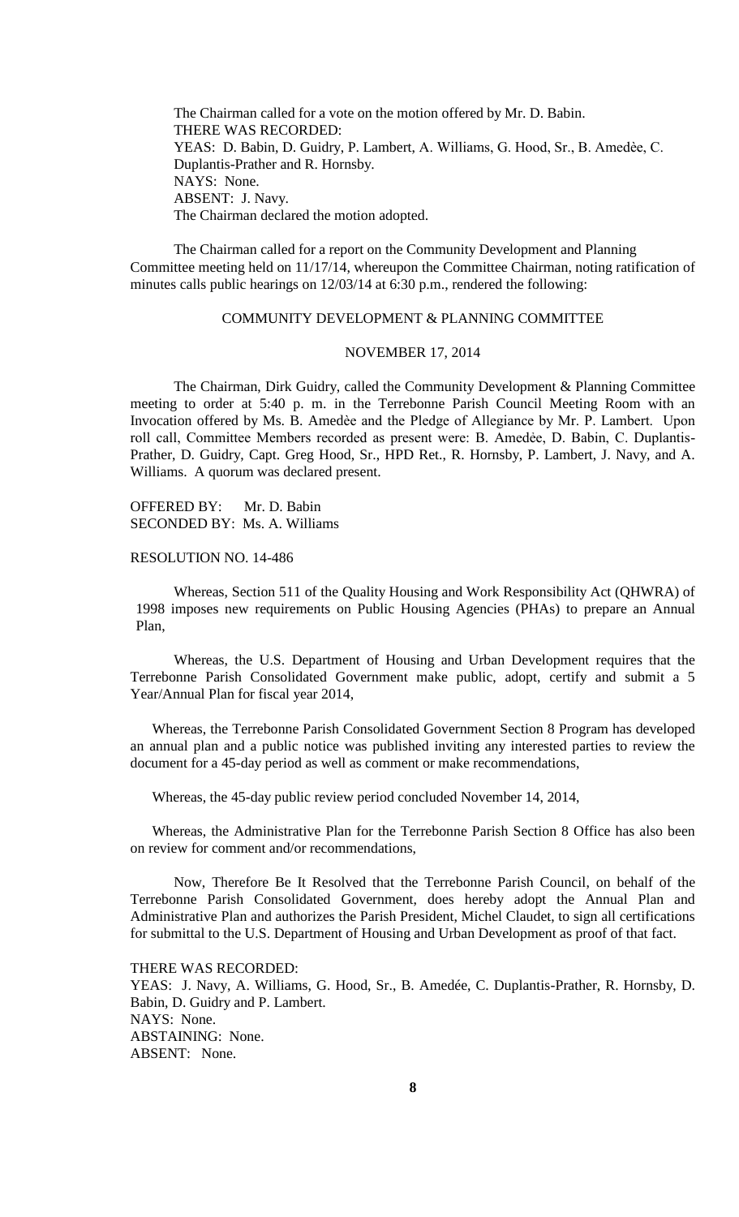The Chairman called for a vote on the motion offered by Mr. D. Babin.
THERE WAS RECORDED:
YEAS: D. Babin, D. Guidry, P. Lambert, A. Williams, G. Hood, Sr., B. Amedèe, C. Duplantis-Prather and R. Hornsby.
NAYS: None.
ABSENT: J. Navy.
The Chairman declared the motion adopted.

The Chairman called for a report on the Community Development and Planning Committee meeting held on 11/17/14, whereupon the Committee Chairman, noting ratification of minutes calls public hearings on 12/03/14 at 6:30 p.m., rendered the following:

COMMUNITY DEVELOPMENT & PLANNING COMMITTEE

NOVEMBER 17, 2014

The Chairman, Dirk Guidry, called the Community Development & Planning Committee meeting to order at 5:40 p. m. in the Terrebonne Parish Council Meeting Room with an Invocation offered by Ms. B. Amedèe and the Pledge of Allegiance by Mr. P. Lambert. Upon roll call, Committee Members recorded as present were: B. Amedèe, D. Babin, C. Duplantis-Prather, D. Guidry, Capt. Greg Hood, Sr., HPD Ret., R. Hornsby, P. Lambert, J. Navy, and A. Williams. A quorum was declared present.

OFFERED BY: Mr. D. Babin
SECONDED BY: Ms. A. Williams

RESOLUTION NO. 14-486

Whereas, Section 511 of the Quality Housing and Work Responsibility Act (QHWRA) of 1998 imposes new requirements on Public Housing Agencies (PHAs) to prepare an Annual Plan,

Whereas, the U.S. Department of Housing and Urban Development requires that the Terrebonne Parish Consolidated Government make public, adopt, certify and submit a 5 Year/Annual Plan for fiscal year 2014,

Whereas, the Terrebonne Parish Consolidated Government Section 8 Program has developed an annual plan and a public notice was published inviting any interested parties to review the document for a 45-day period as well as comment or make recommendations,

Whereas, the 45-day public review period concluded November 14, 2014,

Whereas, the Administrative Plan for the Terrebonne Parish Section 8 Office has also been on review for comment and/or recommendations,

Now, Therefore Be It Resolved that the Terrebonne Parish Council, on behalf of the Terrebonne Parish Consolidated Government, does hereby adopt the Annual Plan and Administrative Plan and authorizes the Parish President, Michel Claudet, to sign all certifications for submittal to the U.S. Department of Housing and Urban Development as proof of that fact.

THERE WAS RECORDED:
YEAS: J. Navy, A. Williams, G. Hood, Sr., B. Amedée, C. Duplantis-Prather, R. Hornsby, D. Babin, D. Guidry and P. Lambert.
NAYS: None.
ABSTAINING: None.
ABSENT: None.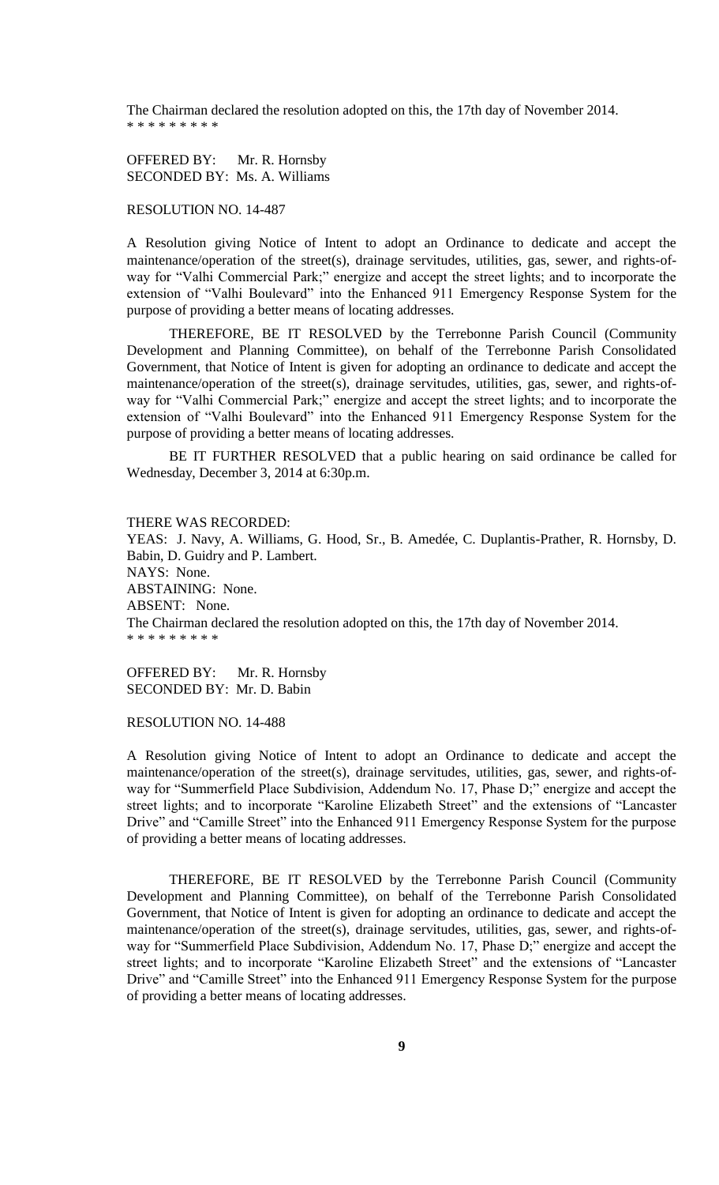The Chairman declared the resolution adopted on this, the 17th day of November 2014.
* * * * * * * * *

OFFERED BY: Mr. R. Hornsby
SECONDED BY: Ms. A. Williams

RESOLUTION NO. 14-487

A Resolution giving Notice of Intent to adopt an Ordinance to dedicate and accept the maintenance/operation of the street(s), drainage servitudes, utilities, gas, sewer, and rights-of-way for "Valhi Commercial Park;" energize and accept the street lights; and to incorporate the extension of "Valhi Boulevard" into the Enhanced 911 Emergency Response System for the purpose of providing a better means of locating addresses.

THEREFORE, BE IT RESOLVED by the Terrebonne Parish Council (Community Development and Planning Committee), on behalf of the Terrebonne Parish Consolidated Government, that Notice of Intent is given for adopting an ordinance to dedicate and accept the maintenance/operation of the street(s), drainage servitudes, utilities, gas, sewer, and rights-of-way for "Valhi Commercial Park;" energize and accept the street lights; and to incorporate the extension of "Valhi Boulevard" into the Enhanced 911 Emergency Response System for the purpose of providing a better means of locating addresses.

BE IT FURTHER RESOLVED that a public hearing on said ordinance be called for Wednesday, December 3, 2014 at 6:30p.m.

THERE WAS RECORDED:
YEAS: J. Navy, A. Williams, G. Hood, Sr., B. Amedée, C. Duplantis-Prather, R. Hornsby, D. Babin, D. Guidry and P. Lambert.
NAYS: None.
ABSTAINING: None.
ABSENT: None.
The Chairman declared the resolution adopted on this, the 17th day of November 2014.
* * * * * * * * *

OFFERED BY: Mr. R. Hornsby
SECONDED BY: Mr. D. Babin

RESOLUTION NO. 14-488

A Resolution giving Notice of Intent to adopt an Ordinance to dedicate and accept the maintenance/operation of the street(s), drainage servitudes, utilities, gas, sewer, and rights-of-way for "Summerfield Place Subdivision, Addendum No. 17, Phase D;" energize and accept the street lights; and to incorporate "Karoline Elizabeth Street" and the extensions of "Lancaster Drive" and "Camille Street" into the Enhanced 911 Emergency Response System for the purpose of providing a better means of locating addresses.

THEREFORE, BE IT RESOLVED by the Terrebonne Parish Council (Community Development and Planning Committee), on behalf of the Terrebonne Parish Consolidated Government, that Notice of Intent is given for adopting an ordinance to dedicate and accept the maintenance/operation of the street(s), drainage servitudes, utilities, gas, sewer, and rights-of-way for "Summerfield Place Subdivision, Addendum No. 17, Phase D;" energize and accept the street lights; and to incorporate "Karoline Elizabeth Street" and the extensions of "Lancaster Drive" and "Camille Street" into the Enhanced 911 Emergency Response System for the purpose of providing a better means of locating addresses.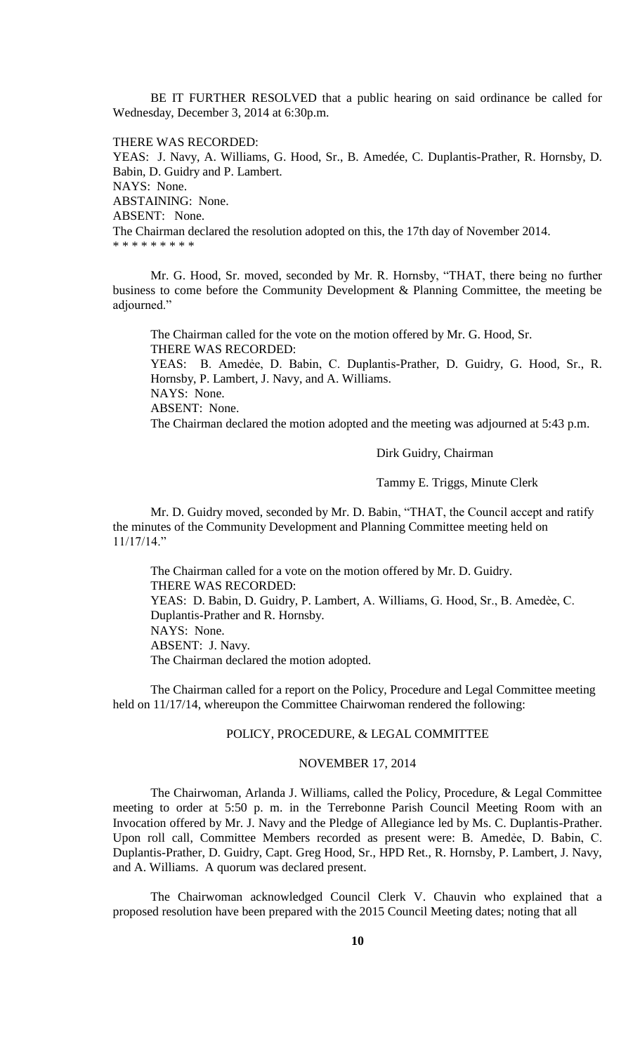BE IT FURTHER RESOLVED that a public hearing on said ordinance be called for Wednesday, December 3, 2014 at 6:30p.m.

THERE WAS RECORDED:
YEAS: J. Navy, A. Williams, G. Hood, Sr., B. Amedée, C. Duplantis-Prather, R. Hornsby, D. Babin, D. Guidry and P. Lambert.
NAYS: None.
ABSTAINING: None.
ABSENT: None.
The Chairman declared the resolution adopted on this, the 17th day of November 2014.
* * * * * * * * *

Mr. G. Hood, Sr. moved, seconded by Mr. R. Hornsby, "THAT, there being no further business to come before the Community Development & Planning Committee, the meeting be adjourned."

The Chairman called for the vote on the motion offered by Mr. G. Hood, Sr.
THERE WAS RECORDED:
YEAS: B. Amedẻe, D. Babin, C. Duplantis-Prather, D. Guidry, G. Hood, Sr., R. Hornsby, P. Lambert, J. Navy, and A. Williams.
NAYS: None.
ABSENT: None.
The Chairman declared the motion adopted and the meeting was adjourned at 5:43 p.m.

Dirk Guidry, Chairman

Tammy E. Triggs, Minute Clerk

Mr. D. Guidry moved, seconded by Mr. D. Babin, "THAT, the Council accept and ratify the minutes of the Community Development and Planning Committee meeting held on 11/17/14."

The Chairman called for a vote on the motion offered by Mr. D. Guidry.
THERE WAS RECORDED:
YEAS: D. Babin, D. Guidry, P. Lambert, A. Williams, G. Hood, Sr., B. Amedèe, C. Duplantis-Prather and R. Hornsby.
NAYS: None.
ABSENT: J. Navy.
The Chairman declared the motion adopted.

The Chairman called for a report on the Policy, Procedure and Legal Committee meeting held on 11/17/14, whereupon the Committee Chairwoman rendered the following:

## POLICY, PROCEDURE, & LEGAL COMMITTEE

## NOVEMBER 17, 2014

The Chairwoman, Arlanda J. Williams, called the Policy, Procedure, & Legal Committee meeting to order at 5:50 p. m. in the Terrebonne Parish Council Meeting Room with an Invocation offered by Mr. J. Navy and the Pledge of Allegiance led by Ms. C. Duplantis-Prather. Upon roll call, Committee Members recorded as present were: B. Amedẻe, D. Babin, C. Duplantis-Prather, D. Guidry, Capt. Greg Hood, Sr., HPD Ret., R. Hornsby, P. Lambert, J. Navy, and A. Williams. A quorum was declared present.

The Chairwoman acknowledged Council Clerk V. Chauvin who explained that a proposed resolution have been prepared with the 2015 Council Meeting dates; noting that all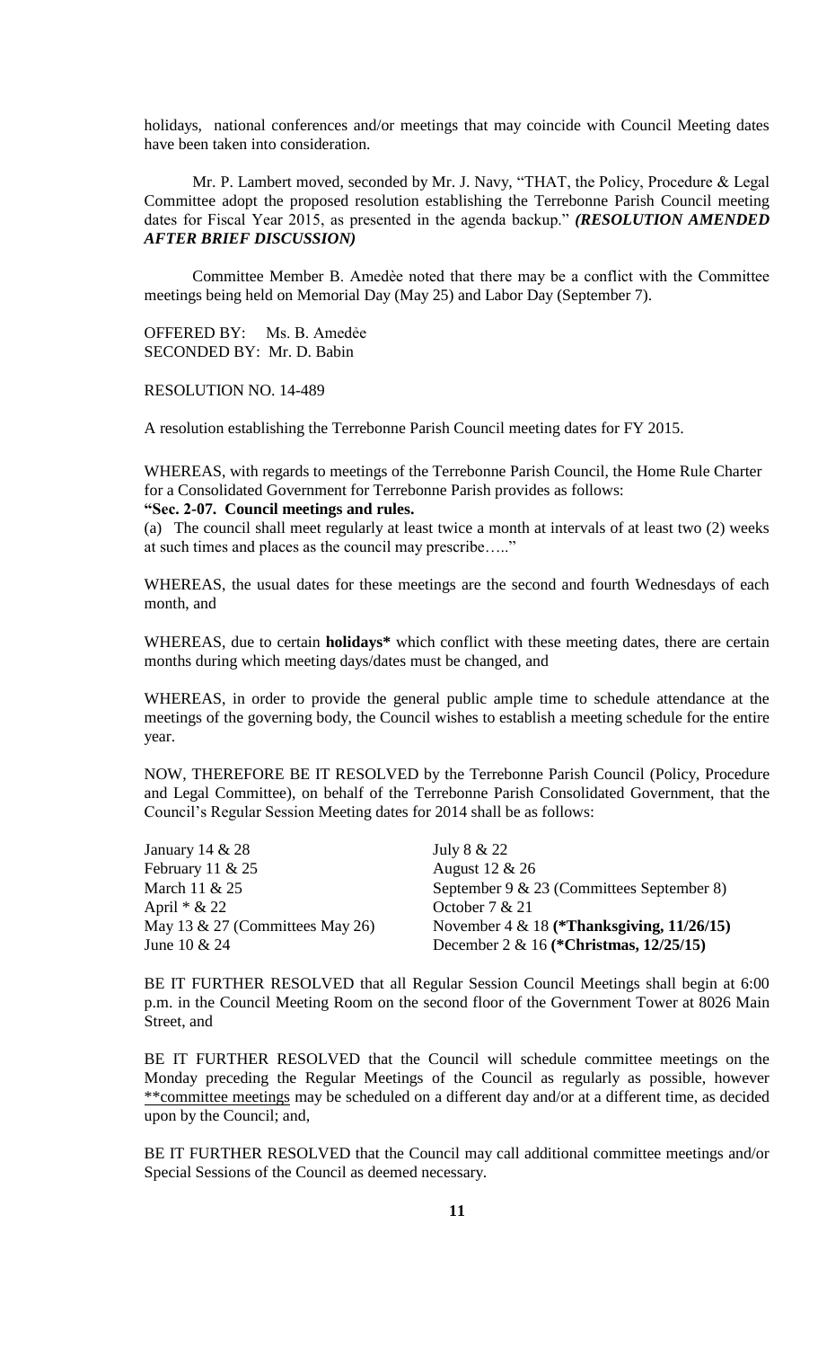holidays, national conferences and/or meetings that may coincide with Council Meeting dates have been taken into consideration.

Mr. P. Lambert moved, seconded by Mr. J. Navy, "THAT, the Policy, Procedure & Legal Committee adopt the proposed resolution establishing the Terrebonne Parish Council meeting dates for Fiscal Year 2015, as presented in the agenda backup." ***(RESOLUTION AMENDED AFTER BRIEF DISCUSSION)***

Committee Member B. Amedѐe noted that there may be a conflict with the Committee meetings being held on Memorial Day (May 25) and Labor Day (September 7).

OFFERED BY: Ms. B. Amedѐe
SECONDED BY: Mr. D. Babin

RESOLUTION NO. 14-489

A resolution establishing the Terrebonne Parish Council meeting dates for FY 2015.

WHEREAS, with regards to meetings of the Terrebonne Parish Council, the Home Rule Charter for a Consolidated Government for Terrebonne Parish provides as follows:

**"Sec. 2-07. Council meetings and rules.**

(a) The council shall meet regularly at least twice a month at intervals of at least two (2) weeks at such times and places as the council may prescribe….."

WHEREAS, the usual dates for these meetings are the second and fourth Wednesdays of each month, and

WHEREAS, due to certain **holidays*** which conflict with these meeting dates, there are certain months during which meeting days/dates must be changed, and

WHEREAS, in order to provide the general public ample time to schedule attendance at the meetings of the governing body, the Council wishes to establish a meeting schedule for the entire year.

NOW, THEREFORE BE IT RESOLVED by the Terrebonne Parish Council (Policy, Procedure and Legal Committee), on behalf of the Terrebonne Parish Consolidated Government, that the Council's Regular Session Meeting dates for 2014 shall be as follows:

| | |
|---|---|
| January 14 & 28 | July 8 & 22 |
| February 11 & 25 | August 12 & 26 |
| March 11 & 25 | September 9 & 23 (Committees September 8) |
| April * & 22 | October 7 & 21 |
| May 13 & 27 (Committees May 26) | November 4 & 18 **(*Thanksgiving, 11/26/15)** |
| June 10 & 24 | December 2 & 16 **(*Christmas, 12/25/15)** |

BE IT FURTHER RESOLVED that all Regular Session Council Meetings shall begin at 6:00 p.m. in the Council Meeting Room on the second floor of the Government Tower at 8026 Main Street, and

BE IT FURTHER RESOLVED that the Council will schedule committee meetings on the Monday preceding the Regular Meetings of the Council as regularly as possible, however **committee meetings may be scheduled on a different day and/or at a different time, as decided upon by the Council; and,

BE IT FURTHER RESOLVED that the Council may call additional committee meetings and/or Special Sessions of the Council as deemed necessary.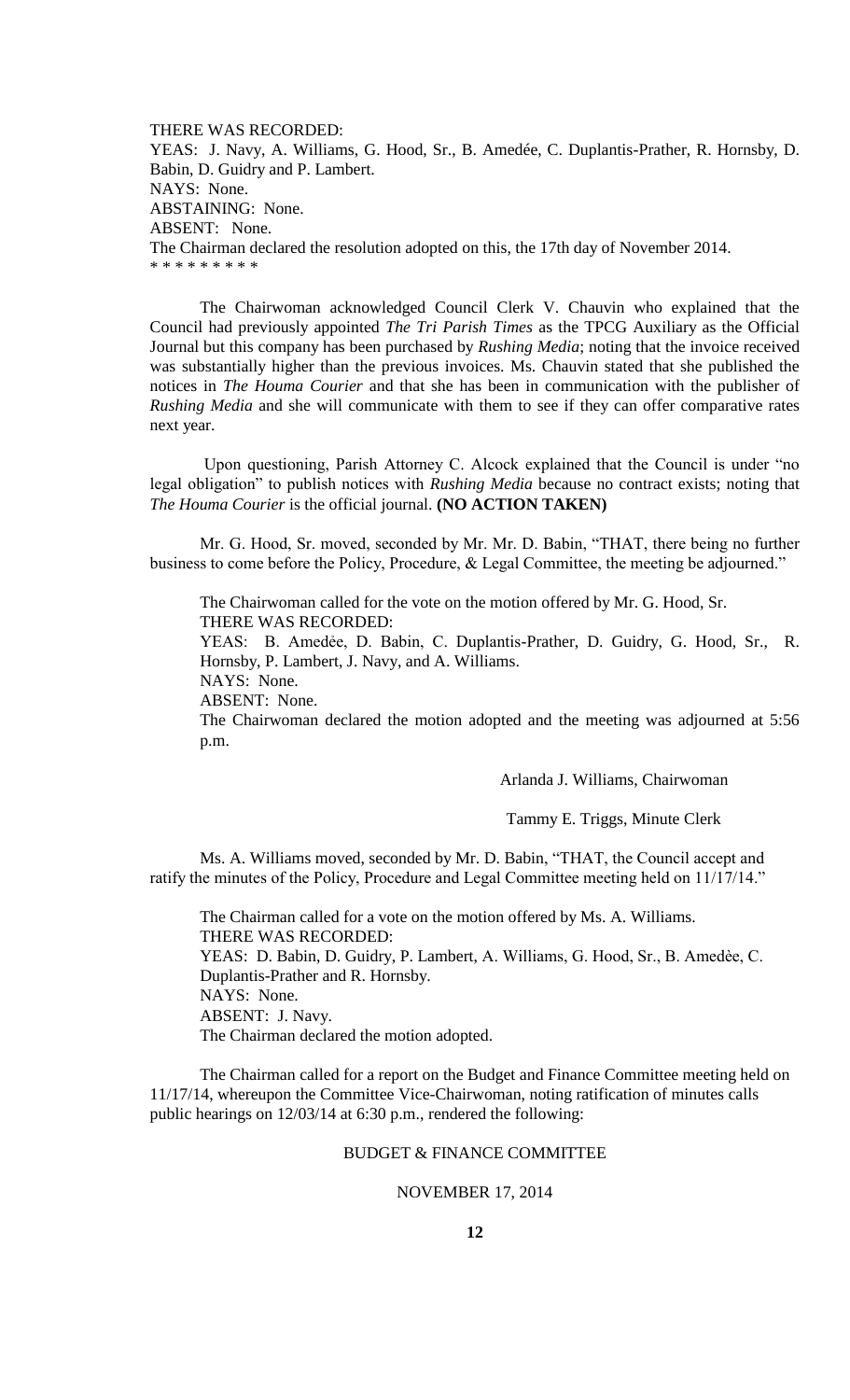THERE WAS RECORDED:
YEAS: J. Navy, A. Williams, G. Hood, Sr., B. Amedée, C. Duplantis-Prather, R. Hornsby, D. Babin, D. Guidry and P. Lambert.
NAYS: None.
ABSTAINING: None.
ABSENT: None.
The Chairman declared the resolution adopted on this, the 17th day of November 2014.
* * * * * * * * *

The Chairwoman acknowledged Council Clerk V. Chauvin who explained that the Council had previously appointed *The Tri Parish Times* as the TPCG Auxiliary as the Official Journal but this company has been purchased by *Rushing Media*; noting that the invoice received was substantially higher than the previous invoices. Ms. Chauvin stated that she published the notices in *The Houma Courier* and that she has been in communication with the publisher of *Rushing Media* and she will communicate with them to see if they can offer comparative rates next year.

Upon questioning, Parish Attorney C. Alcock explained that the Council is under "no legal obligation" to publish notices with *Rushing Media* because no contract exists; noting that *The Houma Courier* is the official journal. **(NO ACTION TAKEN)**

Mr. G. Hood, Sr. moved, seconded by Mr. Mr. D. Babin, "THAT, there being no further business to come before the Policy, Procedure, & Legal Committee, the meeting be adjourned."

The Chairwoman called for the vote on the motion offered by Mr. G. Hood, Sr.
THERE WAS RECORDED:
YEAS: B. Amedẻe, D. Babin, C. Duplantis-Prather, D. Guidry, G. Hood, Sr., R. Hornsby, P. Lambert, J. Navy, and A. Williams.
NAYS: None.
ABSENT: None.
The Chairwoman declared the motion adopted and the meeting was adjourned at 5:56 p.m.

Arlanda J. Williams, Chairwoman

Tammy E. Triggs, Minute Clerk

Ms. A. Williams moved, seconded by Mr. D. Babin, "THAT, the Council accept and ratify the minutes of the Policy, Procedure and Legal Committee meeting held on 11/17/14."

The Chairman called for a vote on the motion offered by Ms. A. Williams.
THERE WAS RECORDED:
YEAS: D. Babin, D. Guidry, P. Lambert, A. Williams, G. Hood, Sr., B. Amedѐe, C. Duplantis-Prather and R. Hornsby.
NAYS: None.
ABSENT: J. Navy.
The Chairman declared the motion adopted.

The Chairman called for a report on the Budget and Finance Committee meeting held on 11/17/14, whereupon the Committee Vice-Chairwoman, noting ratification of minutes calls public hearings on 12/03/14 at 6:30 p.m., rendered the following:

BUDGET & FINANCE COMMITTEE

NOVEMBER 17, 2014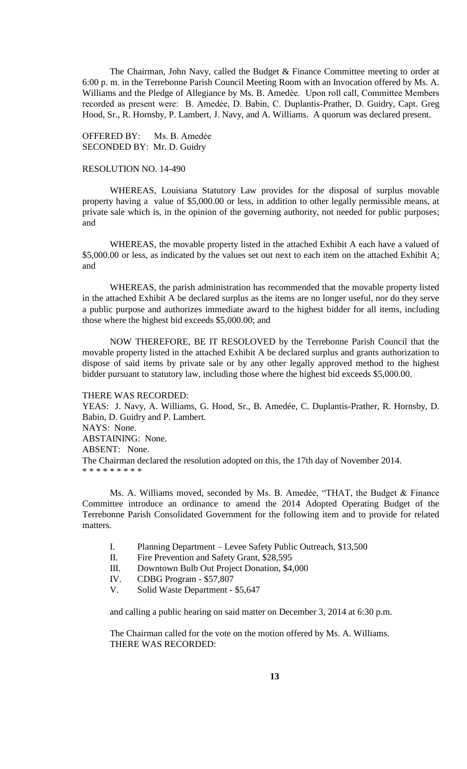The Chairman, John Navy, called the Budget & Finance Committee meeting to order at 6:00 p. m. in the Terrebonne Parish Council Meeting Room with an Invocation offered by Ms. A. Williams and the Pledge of Allegiance by Ms. B. Amedèe. Upon roll call, Committee Members recorded as present were: B. Amedèe, D. Babin, C. Duplantis-Prather, D. Guidry, Capt. Greg Hood, Sr., R. Hornsby, P. Lambert, J. Navy, and A. Williams. A quorum was declared present.

OFFERED BY: Ms. B. Amedèe
SECONDED BY: Mr. D. Guidry

RESOLUTION NO. 14-490

WHEREAS, Louisiana Statutory Law provides for the disposal of surplus movable property having a value of $5,000.00 or less, in addition to other legally permissible means, at private sale which is, in the opinion of the governing authority, not needed for public purposes; and

WHEREAS, the movable property listed in the attached Exhibit A each have a valued of $5,000.00 or less, as indicated by the values set out next to each item on the attached Exhibit A; and

WHEREAS, the parish administration has recommended that the movable property listed in the attached Exhibit A be declared surplus as the items are no longer useful, nor do they serve a public purpose and authorizes immediate award to the highest bidder for all items, including those where the highest bid exceeds $5,000.00; and

NOW THEREFORE, BE IT RESOLOVED by the Terrebonne Parish Council that the movable property listed in the attached Exhibit A be declared surplus and grants authorization to dispose of said items by private sale or by any other legally approved method to the highest bidder pursuant to statutory law, including those where the highest bid exceeds $5,000.00.

THERE WAS RECORDED:
YEAS: J. Navy, A. Williams, G. Hood, Sr., B. Amedée, C. Duplantis-Prather, R. Hornsby, D. Babin, D. Guidry and P. Lambert.
NAYS: None.
ABSTAINING: None.
ABSENT: None.
The Chairman declared the resolution adopted on this, the 17th day of November 2014.
* * * * * * * * *

Ms. A. Williams moved, seconded by Ms. B. Amedèe, "THAT, the Budget & Finance Committee introduce an ordinance to amend the 2014 Adopted Operating Budget of the Terrebonne Parish Consolidated Government for the following item and to provide for related matters.

I. Planning Department – Levee Safety Public Outreach, $13,500
II. Fire Prevention and Safety Grant, $28,595
III. Downtown Bulb Out Project Donation, $4,000
IV. CDBG Program - $57,807
V. Solid Waste Department - $5,647

and calling a public hearing on said matter on December 3, 2014 at 6:30 p.m.

The Chairman called for the vote on the motion offered by Ms. A. Williams.
THERE WAS RECORDED: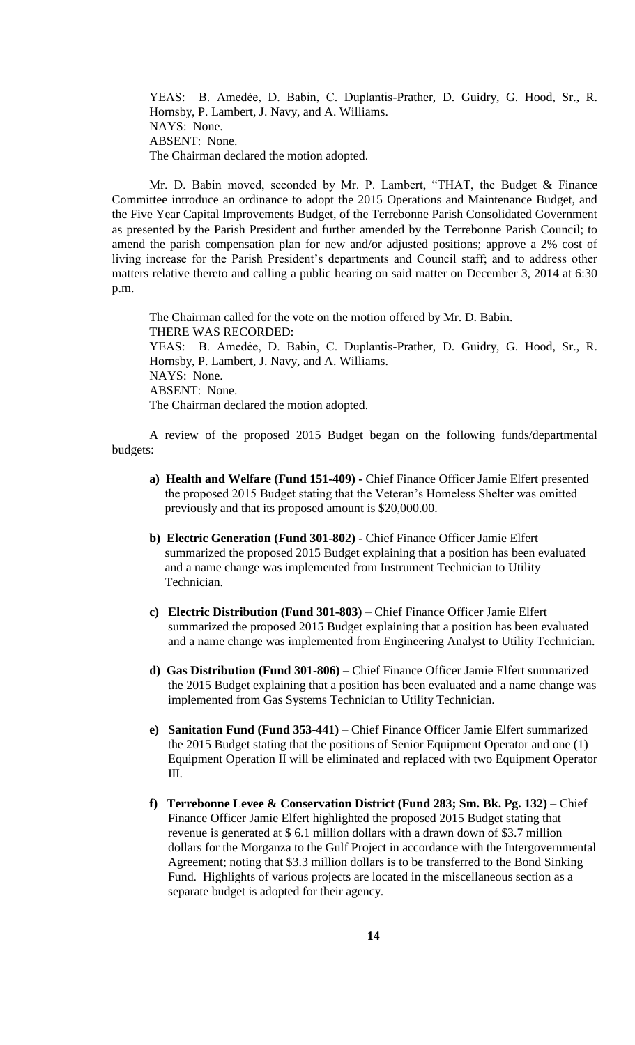YEAS: B. Amedèe, D. Babin, C. Duplantis-Prather, D. Guidry, G. Hood, Sr., R. Hornsby, P. Lambert, J. Navy, and A. Williams.
NAYS: None.
ABSENT: None.
The Chairman declared the motion adopted.

Mr. D. Babin moved, seconded by Mr. P. Lambert, "THAT, the Budget & Finance Committee introduce an ordinance to adopt the 2015 Operations and Maintenance Budget, and the Five Year Capital Improvements Budget, of the Terrebonne Parish Consolidated Government as presented by the Parish President and further amended by the Terrebonne Parish Council; to amend the parish compensation plan for new and/or adjusted positions; approve a 2% cost of living increase for the Parish President's departments and Council staff; and to address other matters relative thereto and calling a public hearing on said matter on December 3, 2014 at 6:30 p.m.

The Chairman called for the vote on the motion offered by Mr. D. Babin.
THERE WAS RECORDED:
YEAS: B. Amedèe, D. Babin, C. Duplantis-Prather, D. Guidry, G. Hood, Sr., R. Hornsby, P. Lambert, J. Navy, and A. Williams.
NAYS: None.
ABSENT: None.
The Chairman declared the motion adopted.

A review of the proposed 2015 Budget began on the following funds/departmental budgets:

**a) Health and Welfare (Fund 151-409) -** Chief Finance Officer Jamie Elfert presented the proposed 2015 Budget stating that the Veteran's Homeless Shelter was omitted previously and that its proposed amount is $20,000.00.

**b) Electric Generation (Fund 301-802) -** Chief Finance Officer Jamie Elfert summarized the proposed 2015 Budget explaining that a position has been evaluated and a name change was implemented from Instrument Technician to Utility Technician.

**c) Electric Distribution (Fund 301-803)** – Chief Finance Officer Jamie Elfert summarized the proposed 2015 Budget explaining that a position has been evaluated and a name change was implemented from Engineering Analyst to Utility Technician.

**d) Gas Distribution (Fund 301-806) –** Chief Finance Officer Jamie Elfert summarized the 2015 Budget explaining that a position has been evaluated and a name change was implemented from Gas Systems Technician to Utility Technician.

**e) Sanitation Fund (Fund 353-441)** – Chief Finance Officer Jamie Elfert summarized the 2015 Budget stating that the positions of Senior Equipment Operator and one (1) Equipment Operation II will be eliminated and replaced with two Equipment Operator III.

**f) Terrebonne Levee & Conservation District (Fund 283; Sm. Bk. Pg. 132) –** Chief Finance Officer Jamie Elfert highlighted the proposed 2015 Budget stating that revenue is generated at $ 6.1 million dollars with a drawn down of $3.7 million dollars for the Morganza to the Gulf Project in accordance with the Intergovernmental Agreement; noting that $3.3 million dollars is to be transferred to the Bond Sinking Fund. Highlights of various projects are located in the miscellaneous section as a separate budget is adopted for their agency.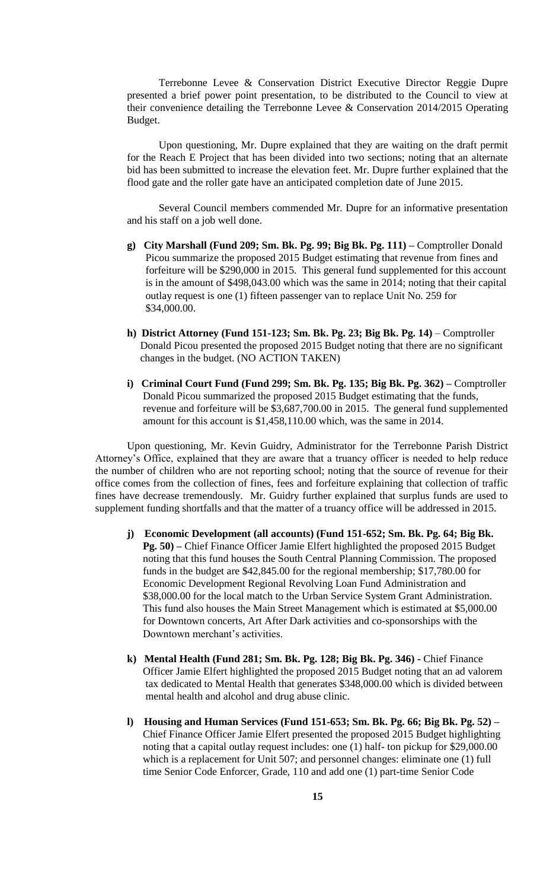Terrebonne Levee & Conservation District Executive Director Reggie Dupre presented a brief power point presentation, to be distributed to the Council to view at their convenience detailing the Terrebonne Levee & Conservation 2014/2015 Operating Budget.

Upon questioning, Mr. Dupre explained that they are waiting on the draft permit for the Reach E Project that has been divided into two sections; noting that an alternate bid has been submitted to increase the elevation feet. Mr. Dupre further explained that the flood gate and the roller gate have an anticipated completion date of June 2015.

Several Council members commended Mr. Dupre for an informative presentation and his staff on a job well done.

- **g) City Marshall (Fund 209; Sm. Bk. Pg. 99; Big Bk. Pg. 111) –** Comptroller Donald Picou summarize the proposed 2015 Budget estimating that revenue from fines and forfeiture will be $290,000 in 2015. This general fund supplemented for this account is in the amount of $498,043.00 which was the same in 2014; noting that their capital outlay request is one (1) fifteen passenger van to replace Unit No. 259 for $34,000.00.

- **h) District Attorney (Fund 151-123; Sm. Bk. Pg. 23; Big Bk. Pg. 14)** – Comptroller Donald Picou presented the proposed 2015 Budget noting that there are no significant changes in the budget. (NO ACTION TAKEN)

- **i) Criminal Court Fund (Fund 299; Sm. Bk. Pg. 135; Big Bk. Pg. 362) –** Comptroller Donald Picou summarized the proposed 2015 Budget estimating that the funds, revenue and forfeiture will be $3,687,700.00 in 2015. The general fund supplemented amount for this account is $1,458,110.00 which, was the same in 2014.

Upon questioning, Mr. Kevin Guidry, Administrator for the Terrebonne Parish District Attorney's Office, explained that they are aware that a truancy officer is needed to help reduce the number of children who are not reporting school; noting that the source of revenue for their office comes from the collection of fines, fees and forfeiture explaining that collection of traffic fines have decrease tremendously. Mr. Guidry further explained that surplus funds are used to supplement funding shortfalls and that the matter of a truancy office will be addressed in 2015.

- **j) Economic Development (all accounts) (Fund 151-652; Sm. Bk. Pg. 64; Big Bk. Pg. 50) –** Chief Finance Officer Jamie Elfert highlighted the proposed 2015 Budget noting that this fund houses the South Central Planning Commission. The proposed funds in the budget are $42,845.00 for the regional membership; $17,780.00 for Economic Development Regional Revolving Loan Fund Administration and $38,000.00 for the local match to the Urban Service System Grant Administration. This fund also houses the Main Street Management which is estimated at $5,000.00 for Downtown concerts, Art After Dark activities and co-sponsorships with the Downtown merchant's activities.

- **k) Mental Health (Fund 281; Sm. Bk. Pg. 128; Big Bk. Pg. 346) -** Chief Finance Officer Jamie Elfert highlighted the proposed 2015 Budget noting that an ad valorem tax dedicated to Mental Health that generates $348,000.00 which is divided between mental health and alcohol and drug abuse clinic.

- **l) Housing and Human Services (Fund 151-653; Sm. Bk. Pg. 66; Big Bk. Pg. 52) –** Chief Finance Officer Jamie Elfert presented the proposed 2015 Budget highlighting noting that a capital outlay request includes: one (1) half- ton pickup for $29,000.00 which is a replacement for Unit 507; and personnel changes: eliminate one (1) full time Senior Code Enforcer, Grade, 110 and add one (1) part-time Senior Code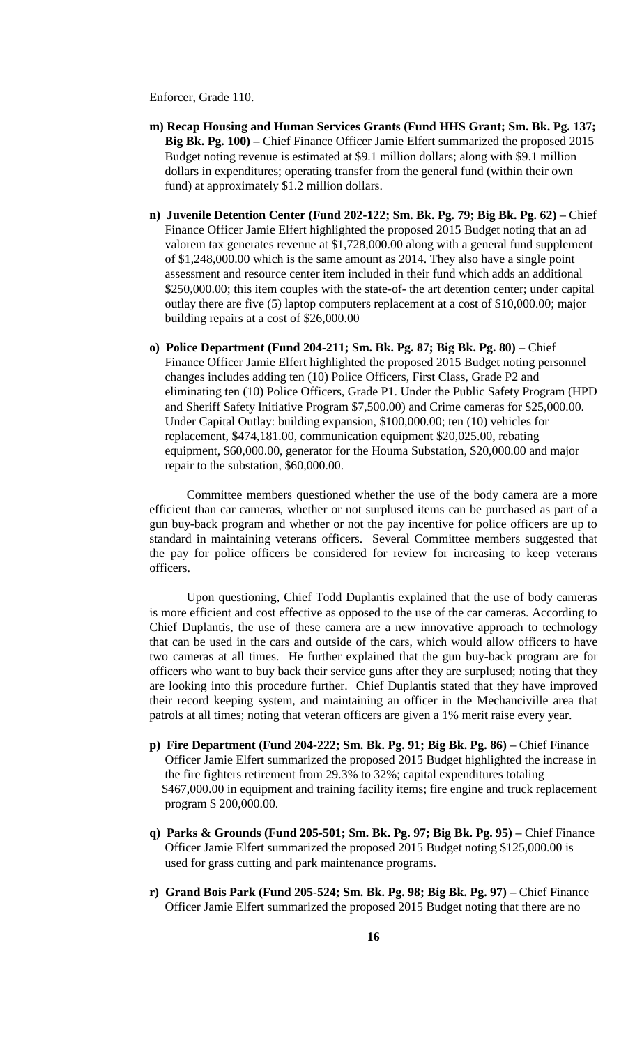Enforcer, Grade 110.

- **m) Recap Housing and Human Services Grants (Fund HHS Grant; Sm. Bk. Pg. 137; Big Bk. Pg. 100) –** Chief Finance Officer Jamie Elfert summarized the proposed 2015 Budget noting revenue is estimated at $9.1 million dollars; along with $9.1 million dollars in expenditures; operating transfer from the general fund (within their own fund) at approximately $1.2 million dollars.

- **n) Juvenile Detention Center (Fund 202-122; Sm. Bk. Pg. 79; Big Bk. Pg. 62) –** Chief Finance Officer Jamie Elfert highlighted the proposed 2015 Budget noting that an ad valorem tax generates revenue at $1,728,000.00 along with a general fund supplement of $1,248,000.00 which is the same amount as 2014. They also have a single point assessment and resource center item included in their fund which adds an additional $250,000.00; this item couples with the state-of- the art detention center; under capital outlay there are five (5) laptop computers replacement at a cost of $10,000.00; major building repairs at a cost of $26,000.00

- **o) Police Department (Fund 204-211; Sm. Bk. Pg. 87; Big Bk. Pg. 80) –** Chief Finance Officer Jamie Elfert highlighted the proposed 2015 Budget noting personnel changes includes adding ten (10) Police Officers, First Class, Grade P2 and eliminating ten (10) Police Officers, Grade P1. Under the Public Safety Program (HPD and Sheriff Safety Initiative Program $7,500.00) and Crime cameras for $25,000.00. Under Capital Outlay: building expansion, $100,000.00; ten (10) vehicles for replacement, $474,181.00, communication equipment $20,025.00, rebating equipment, $60,000.00, generator for the Houma Substation, $20,000.00 and major repair to the substation, $60,000.00.

  Committee members questioned whether the use of the body camera are a more efficient than car cameras, whether or not surplused items can be purchased as part of a gun buy-back program and whether or not the pay incentive for police officers are up to standard in maintaining veterans officers. Several Committee members suggested that the pay for police officers be considered for review for increasing to keep veterans officers.

  Upon questioning, Chief Todd Duplantis explained that the use of body cameras is more efficient and cost effective as opposed to the use of the car cameras. According to Chief Duplantis, the use of these camera are a new innovative approach to technology that can be used in the cars and outside of the cars, which would allow officers to have two cameras at all times. He further explained that the gun buy-back program are for officers who want to buy back their service guns after they are surplused; noting that they are looking into this procedure further. Chief Duplantis stated that they have improved their record keeping system, and maintaining an officer in the Mechanciville area that patrols at all times; noting that veteran officers are given a 1% merit raise every year.

- **p) Fire Department (Fund 204-222; Sm. Bk. Pg. 91; Big Bk. Pg. 86) –** Chief Finance Officer Jamie Elfert summarized the proposed 2015 Budget highlighted the increase in the fire fighters retirement from 29.3% to 32%; capital expenditures totaling $467,000.00 in equipment and training facility items; fire engine and truck replacement program $ 200,000.00.

- **q) Parks & Grounds (Fund 205-501; Sm. Bk. Pg. 97; Big Bk. Pg. 95) –** Chief Finance Officer Jamie Elfert summarized the proposed 2015 Budget noting $125,000.00 is used for grass cutting and park maintenance programs.

- **r) Grand Bois Park (Fund 205-524; Sm. Bk. Pg. 98; Big Bk. Pg. 97) –** Chief Finance Officer Jamie Elfert summarized the proposed 2015 Budget noting that there are no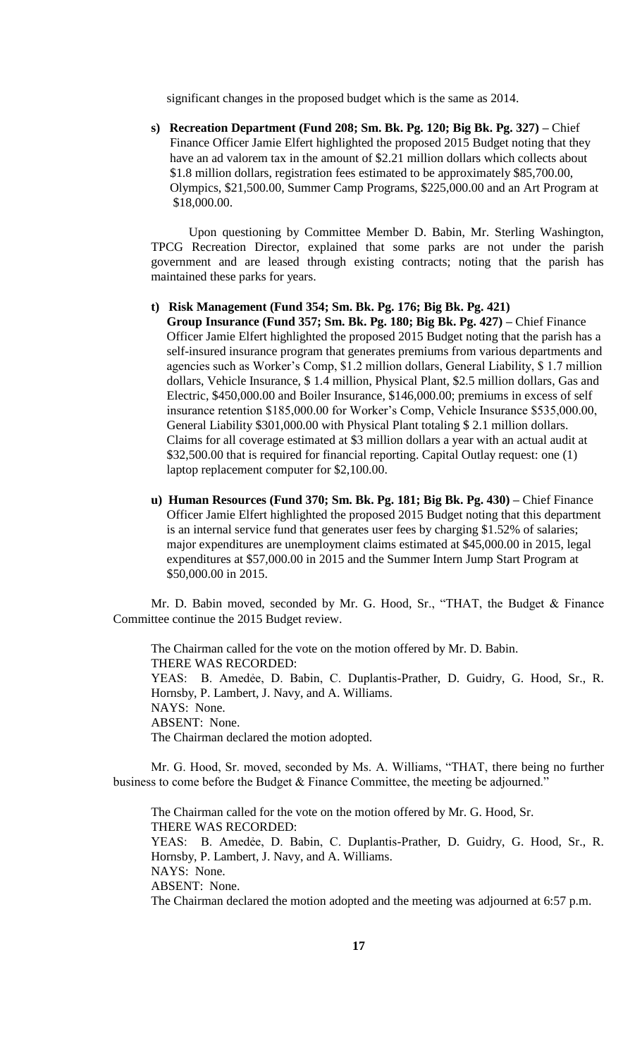significant changes in the proposed budget which is the same as 2014.

**s) Recreation Department (Fund 208; Sm. Bk. Pg. 120; Big Bk. Pg. 327) –** Chief Finance Officer Jamie Elfert highlighted the proposed 2015 Budget noting that they have an ad valorem tax in the amount of $2.21 million dollars which collects about $1.8 million dollars, registration fees estimated to be approximately $85,700.00, Olympics, $21,500.00, Summer Camp Programs, $225,000.00 and an Art Program at $18,000.00.

Upon questioning by Committee Member D. Babin, Mr. Sterling Washington, TPCG Recreation Director, explained that some parks are not under the parish government and are leased through existing contracts; noting that the parish has maintained these parks for years.

**t) Risk Management (Fund 354; Sm. Bk. Pg. 176; Big Bk. Pg. 421)**
**Group Insurance (Fund 357; Sm. Bk. Pg. 180; Big Bk. Pg. 427) –** Chief Finance Officer Jamie Elfert highlighted the proposed 2015 Budget noting that the parish has a self-insured insurance program that generates premiums from various departments and agencies such as Worker's Comp, $1.2 million dollars, General Liability, $ 1.7 million dollars, Vehicle Insurance, $ 1.4 million, Physical Plant, $2.5 million dollars, Gas and Electric, $450,000.00 and Boiler Insurance, $146,000.00; premiums in excess of self insurance retention $185,000.00 for Worker's Comp, Vehicle Insurance $535,000.00, General Liability $301,000.00 with Physical Plant totaling $ 2.1 million dollars. Claims for all coverage estimated at $3 million dollars a year with an actual audit at $32,500.00 that is required for financial reporting. Capital Outlay request: one (1) laptop replacement computer for $2,100.00.

**u) Human Resources (Fund 370; Sm. Bk. Pg. 181; Big Bk. Pg. 430) –** Chief Finance Officer Jamie Elfert highlighted the proposed 2015 Budget noting that this department is an internal service fund that generates user fees by charging $1.52% of salaries; major expenditures are unemployment claims estimated at $45,000.00 in 2015, legal expenditures at $57,000.00 in 2015 and the Summer Intern Jump Start Program at $50,000.00 in 2015.

Mr. D. Babin moved, seconded by Mr. G. Hood, Sr., "THAT, the Budget & Finance Committee continue the 2015 Budget review.

The Chairman called for the vote on the motion offered by Mr. D. Babin.
THERE WAS RECORDED:
YEAS: B. Amedèe, D. Babin, C. Duplantis-Prather, D. Guidry, G. Hood, Sr., R. Hornsby, P. Lambert, J. Navy, and A. Williams.
NAYS: None.
ABSENT: None.
The Chairman declared the motion adopted.

Mr. G. Hood, Sr. moved, seconded by Ms. A. Williams, "THAT, there being no further business to come before the Budget & Finance Committee, the meeting be adjourned."

The Chairman called for the vote on the motion offered by Mr. G. Hood, Sr.
THERE WAS RECORDED:
YEAS: B. Amedèe, D. Babin, C. Duplantis-Prather, D. Guidry, G. Hood, Sr., R. Hornsby, P. Lambert, J. Navy, and A. Williams.
NAYS: None.
ABSENT: None.
The Chairman declared the motion adopted and the meeting was adjourned at 6:57 p.m.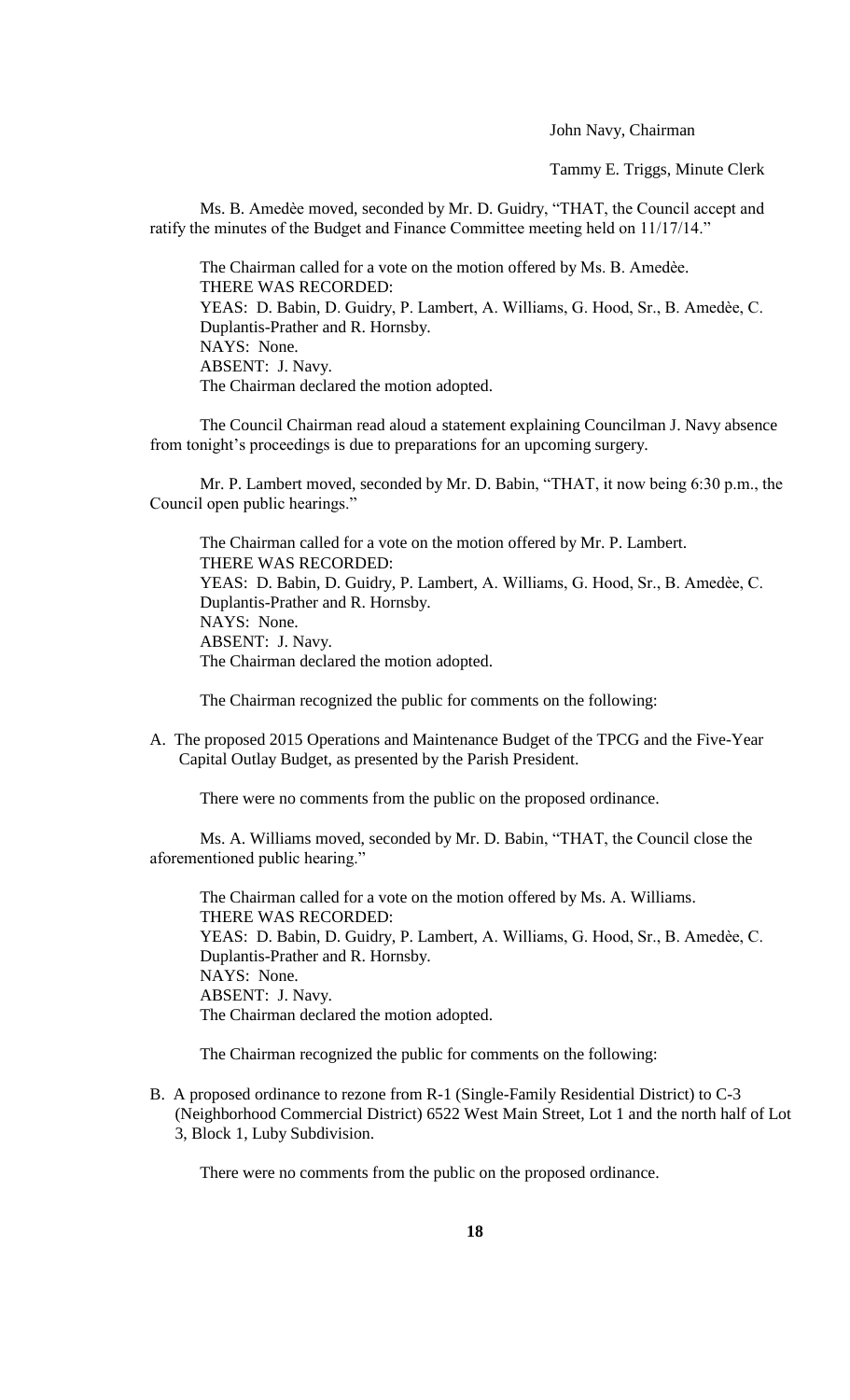John Navy, Chairman

Tammy E. Triggs, Minute Clerk

Ms. B. Amedèe moved, seconded by Mr. D. Guidry, "THAT, the Council accept and ratify the minutes of the Budget and Finance Committee meeting held on 11/17/14."

The Chairman called for a vote on the motion offered by Ms. B. Amedèe.
THERE WAS RECORDED:
YEAS: D. Babin, D. Guidry, P. Lambert, A. Williams, G. Hood, Sr., B. Amedèe, C. Duplantis-Prather and R. Hornsby.
NAYS: None.
ABSENT: J. Navy.
The Chairman declared the motion adopted.

The Council Chairman read aloud a statement explaining Councilman J. Navy absence from tonight's proceedings is due to preparations for an upcoming surgery.

Mr. P. Lambert moved, seconded by Mr. D. Babin, "THAT, it now being 6:30 p.m., the Council open public hearings."

The Chairman called for a vote on the motion offered by Mr. P. Lambert.
THERE WAS RECORDED:
YEAS: D. Babin, D. Guidry, P. Lambert, A. Williams, G. Hood, Sr., B. Amedèe, C. Duplantis-Prather and R. Hornsby.
NAYS: None.
ABSENT: J. Navy.
The Chairman declared the motion adopted.

The Chairman recognized the public for comments on the following:

A. The proposed 2015 Operations and Maintenance Budget of the TPCG and the Five-Year Capital Outlay Budget, as presented by the Parish President.

There were no comments from the public on the proposed ordinance.

Ms. A. Williams moved, seconded by Mr. D. Babin, "THAT, the Council close the aforementioned public hearing."

The Chairman called for a vote on the motion offered by Ms. A. Williams.
THERE WAS RECORDED:
YEAS: D. Babin, D. Guidry, P. Lambert, A. Williams, G. Hood, Sr., B. Amedèe, C. Duplantis-Prather and R. Hornsby.
NAYS: None.
ABSENT: J. Navy.
The Chairman declared the motion adopted.

The Chairman recognized the public for comments on the following:

B. A proposed ordinance to rezone from R-1 (Single-Family Residential District) to C-3 (Neighborhood Commercial District) 6522 West Main Street, Lot 1 and the north half of Lot 3, Block 1, Luby Subdivision.

There were no comments from the public on the proposed ordinance.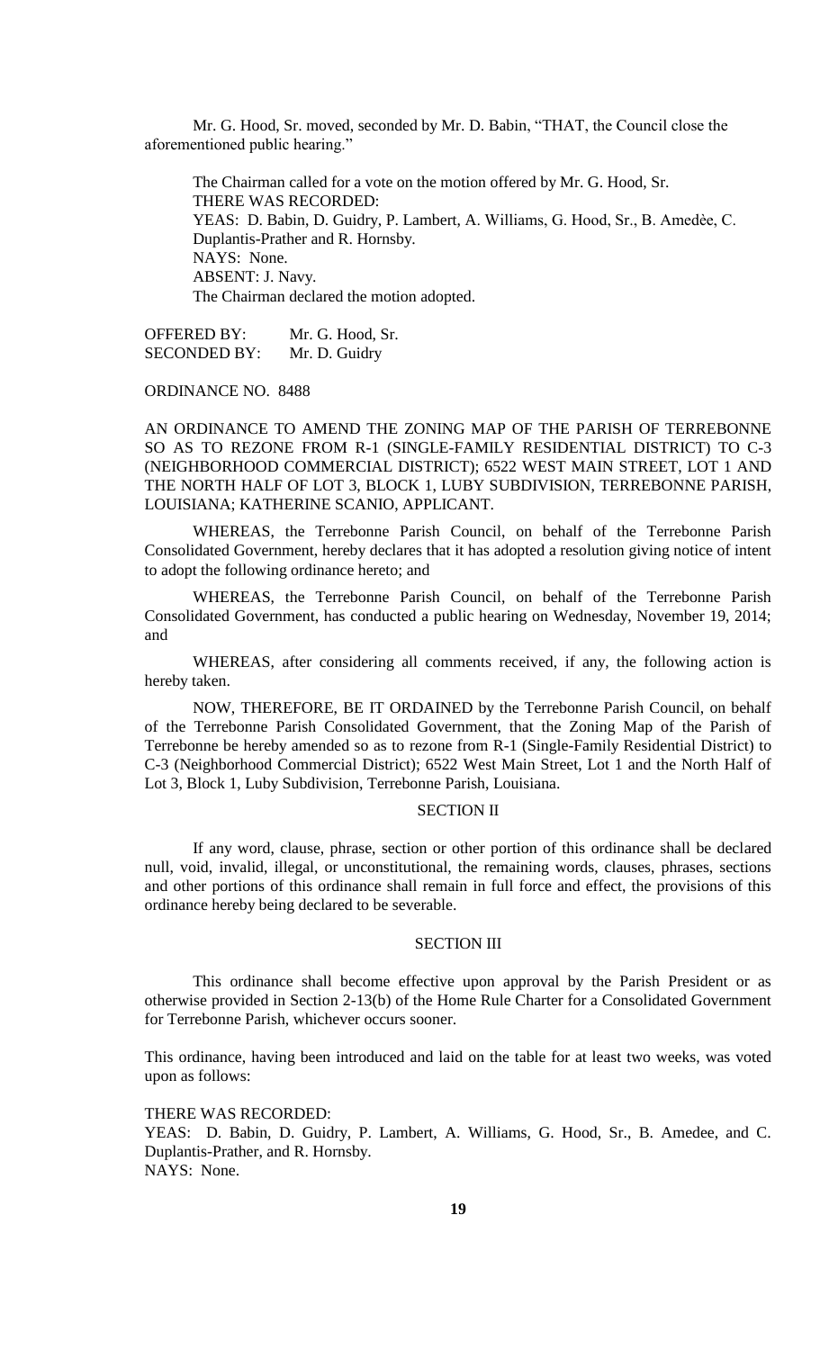Mr. G. Hood, Sr. moved, seconded by Mr. D. Babin, "THAT, the Council close the aforementioned public hearing."

The Chairman called for a vote on the motion offered by Mr. G. Hood, Sr.
THERE WAS RECORDED:
YEAS: D. Babin, D. Guidry, P. Lambert, A. Williams, G. Hood, Sr., B. Amedèe, C. Duplantis-Prather and R. Hornsby.
NAYS: None.
ABSENT: J. Navy.
The Chairman declared the motion adopted.

OFFERED BY: Mr. G. Hood, Sr.
SECONDED BY: Mr. D. Guidry

ORDINANCE NO. 8488

AN ORDINANCE TO AMEND THE ZONING MAP OF THE PARISH OF TERREBONNE SO AS TO REZONE FROM R-1 (SINGLE-FAMILY RESIDENTIAL DISTRICT) TO C-3 (NEIGHBORHOOD COMMERCIAL DISTRICT); 6522 WEST MAIN STREET, LOT 1 AND THE NORTH HALF OF LOT 3, BLOCK 1, LUBY SUBDIVISION, TERREBONNE PARISH, LOUISIANA; KATHERINE SCANIO, APPLICANT.

WHEREAS, the Terrebonne Parish Council, on behalf of the Terrebonne Parish Consolidated Government, hereby declares that it has adopted a resolution giving notice of intent to adopt the following ordinance hereto; and

WHEREAS, the Terrebonne Parish Council, on behalf of the Terrebonne Parish Consolidated Government, has conducted a public hearing on Wednesday, November 19, 2014; and

WHEREAS, after considering all comments received, if any, the following action is hereby taken.

NOW, THEREFORE, BE IT ORDAINED by the Terrebonne Parish Council, on behalf of the Terrebonne Parish Consolidated Government, that the Zoning Map of the Parish of Terrebonne be hereby amended so as to rezone from R-1 (Single-Family Residential District) to C-3 (Neighborhood Commercial District); 6522 West Main Street, Lot 1 and the North Half of Lot 3, Block 1, Luby Subdivision, Terrebonne Parish, Louisiana.

SECTION II

If any word, clause, phrase, section or other portion of this ordinance shall be declared null, void, invalid, illegal, or unconstitutional, the remaining words, clauses, phrases, sections and other portions of this ordinance shall remain in full force and effect, the provisions of this ordinance hereby being declared to be severable.

SECTION III

This ordinance shall become effective upon approval by the Parish President or as otherwise provided in Section 2-13(b) of the Home Rule Charter for a Consolidated Government for Terrebonne Parish, whichever occurs sooner.

This ordinance, having been introduced and laid on the table for at least two weeks, was voted upon as follows:

THERE WAS RECORDED:
YEAS: D. Babin, D. Guidry, P. Lambert, A. Williams, G. Hood, Sr., B. Amedee, and C. Duplantis-Prather, and R. Hornsby.
NAYS: None.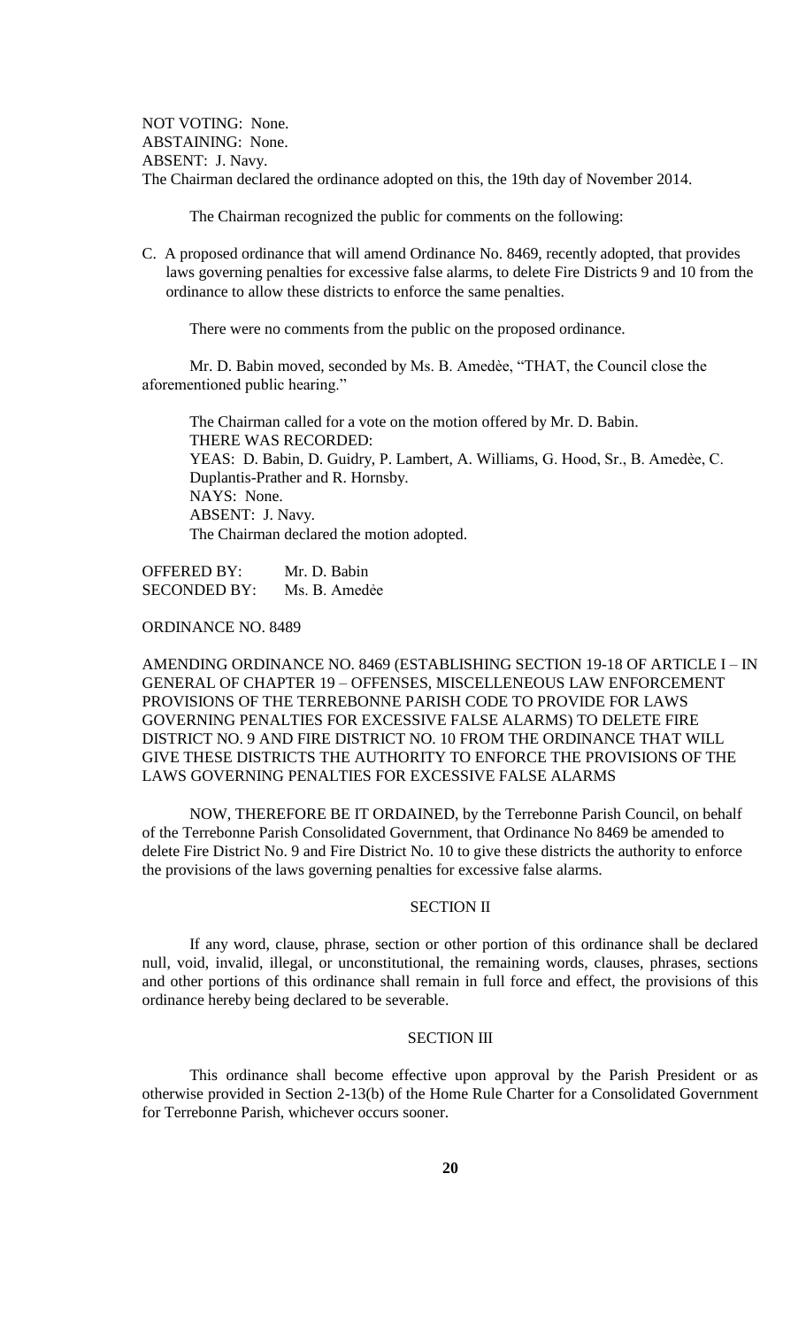NOT VOTING: None.
ABSTAINING: None.
ABSENT: J. Navy.
The Chairman declared the ordinance adopted on this, the 19th day of November 2014.

The Chairman recognized the public for comments on the following:

C. A proposed ordinance that will amend Ordinance No. 8469, recently adopted, that provides laws governing penalties for excessive false alarms, to delete Fire Districts 9 and 10 from the ordinance to allow these districts to enforce the same penalties.

There were no comments from the public on the proposed ordinance.

Mr. D. Babin moved, seconded by Ms. B. Amedèe, "THAT, the Council close the aforementioned public hearing."

The Chairman called for a vote on the motion offered by Mr. D. Babin.
THERE WAS RECORDED:
YEAS: D. Babin, D. Guidry, P. Lambert, A. Williams, G. Hood, Sr., B. Amedèe, C. Duplantis-Prather and R. Hornsby.
NAYS: None.
ABSENT: J. Navy.
The Chairman declared the motion adopted.

OFFERED BY: Mr. D. Babin
SECONDED BY: Ms. B. Amedèe

ORDINANCE NO. 8489

AMENDING ORDINANCE NO. 8469 (ESTABLISHING SECTION 19-18 OF ARTICLE I – IN GENERAL OF CHAPTER 19 – OFFENSES, MISCELLENEOUS LAW ENFORCEMENT PROVISIONS OF THE TERREBONNE PARISH CODE TO PROVIDE FOR LAWS GOVERNING PENALTIES FOR EXCESSIVE FALSE ALARMS) TO DELETE FIRE DISTRICT NO. 9 AND FIRE DISTRICT NO. 10 FROM THE ORDINANCE THAT WILL GIVE THESE DISTRICTS THE AUTHORITY TO ENFORCE THE PROVISIONS OF THE LAWS GOVERNING PENALTIES FOR EXCESSIVE FALSE ALARMS

NOW, THEREFORE BE IT ORDAINED, by the Terrebonne Parish Council, on behalf of the Terrebonne Parish Consolidated Government, that Ordinance No 8469 be amended to delete Fire District No. 9 and Fire District No. 10 to give these districts the authority to enforce the provisions of the laws governing penalties for excessive false alarms.

SECTION II

If any word, clause, phrase, section or other portion of this ordinance shall be declared null, void, invalid, illegal, or unconstitutional, the remaining words, clauses, phrases, sections and other portions of this ordinance shall remain in full force and effect, the provisions of this ordinance hereby being declared to be severable.

SECTION III

This ordinance shall become effective upon approval by the Parish President or as otherwise provided in Section 2-13(b) of the Home Rule Charter for a Consolidated Government for Terrebonne Parish, whichever occurs sooner.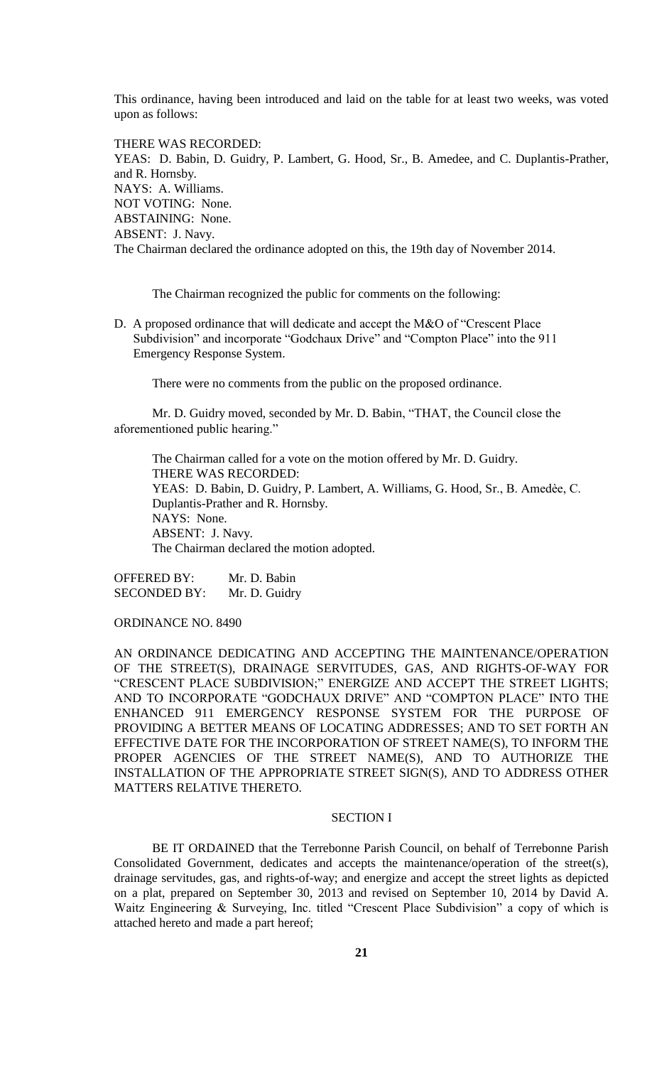This ordinance, having been introduced and laid on the table for at least two weeks, was voted upon as follows:

THERE WAS RECORDED:
YEAS: D. Babin, D. Guidry, P. Lambert, G. Hood, Sr., B. Amedee, and C. Duplantis-Prather, and R. Hornsby.
NAYS: A. Williams.
NOT VOTING: None.
ABSTAINING: None.
ABSENT: J. Navy.
The Chairman declared the ordinance adopted on this, the 19th day of November 2014.

The Chairman recognized the public for comments on the following:

D. A proposed ordinance that will dedicate and accept the M&O of "Crescent Place Subdivision" and incorporate "Godchaux Drive" and "Compton Place" into the 911 Emergency Response System.

There were no comments from the public on the proposed ordinance.

Mr. D. Guidry moved, seconded by Mr. D. Babin, "THAT, the Council close the aforementioned public hearing."

The Chairman called for a vote on the motion offered by Mr. D. Guidry.
THERE WAS RECORDED:
YEAS: D. Babin, D. Guidry, P. Lambert, A. Williams, G. Hood, Sr., B. Amedèe, C. Duplantis-Prather and R. Hornsby.
NAYS: None.
ABSENT: J. Navy.
The Chairman declared the motion adopted.

OFFERED BY: Mr. D. Babin
SECONDED BY: Mr. D. Guidry

ORDINANCE NO. 8490

AN ORDINANCE DEDICATING AND ACCEPTING THE MAINTENANCE/OPERATION OF THE STREET(S), DRAINAGE SERVITUDES, GAS, AND RIGHTS-OF-WAY FOR "CRESCENT PLACE SUBDIVISION;" ENERGIZE AND ACCEPT THE STREET LIGHTS; AND TO INCORPORATE "GODCHAUX DRIVE" AND "COMPTON PLACE" INTO THE ENHANCED 911 EMERGENCY RESPONSE SYSTEM FOR THE PURPOSE OF PROVIDING A BETTER MEANS OF LOCATING ADDRESSES; AND TO SET FORTH AN EFFECTIVE DATE FOR THE INCORPORATION OF STREET NAME(S), TO INFORM THE PROPER AGENCIES OF THE STREET NAME(S), AND TO AUTHORIZE THE INSTALLATION OF THE APPROPRIATE STREET SIGN(S), AND TO ADDRESS OTHER MATTERS RELATIVE THERETO.

SECTION I

BE IT ORDAINED that the Terrebonne Parish Council, on behalf of Terrebonne Parish Consolidated Government, dedicates and accepts the maintenance/operation of the street(s), drainage servitudes, gas, and rights-of-way; and energize and accept the street lights as depicted on a plat, prepared on September 30, 2013 and revised on September 10, 2014 by David A. Waitz Engineering & Surveying, Inc. titled "Crescent Place Subdivision" a copy of which is attached hereto and made a part hereof;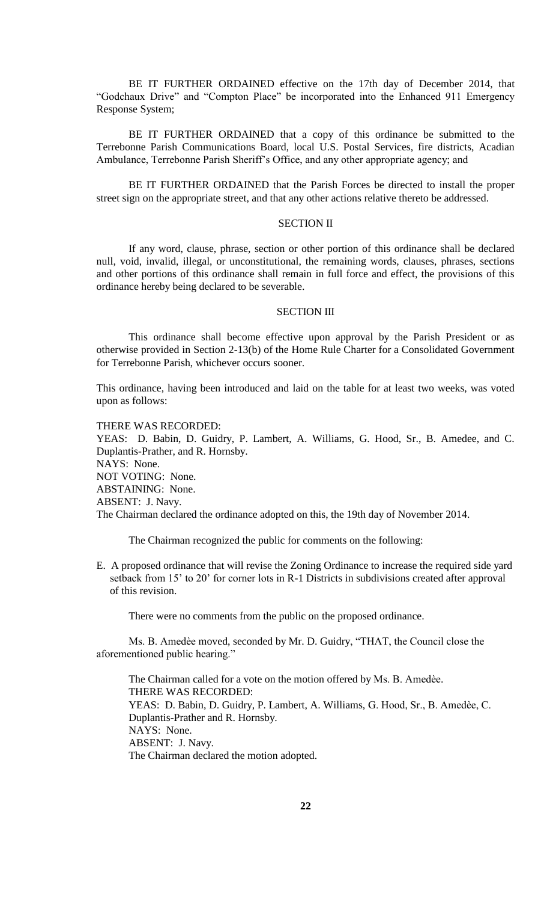BE IT FURTHER ORDAINED effective on the 17th day of December 2014, that "Godchaux Drive" and "Compton Place" be incorporated into the Enhanced 911 Emergency Response System;

BE IT FURTHER ORDAINED that a copy of this ordinance be submitted to the Terrebonne Parish Communications Board, local U.S. Postal Services, fire districts, Acadian Ambulance, Terrebonne Parish Sheriff's Office, and any other appropriate agency; and

BE IT FURTHER ORDAINED that the Parish Forces be directed to install the proper street sign on the appropriate street, and that any other actions relative thereto be addressed.

SECTION II

If any word, clause, phrase, section or other portion of this ordinance shall be declared null, void, invalid, illegal, or unconstitutional, the remaining words, clauses, phrases, sections and other portions of this ordinance shall remain in full force and effect, the provisions of this ordinance hereby being declared to be severable.

SECTION III

This ordinance shall become effective upon approval by the Parish President or as otherwise provided in Section 2-13(b) of the Home Rule Charter for a Consolidated Government for Terrebonne Parish, whichever occurs sooner.

This ordinance, having been introduced and laid on the table for at least two weeks, was voted upon as follows:

THERE WAS RECORDED:
YEAS: D. Babin, D. Guidry, P. Lambert, A. Williams, G. Hood, Sr., B. Amedee, and C. Duplantis-Prather, and R. Hornsby.
NAYS: None.
NOT VOTING: None.
ABSTAINING: None.
ABSENT: J. Navy.
The Chairman declared the ordinance adopted on this, the 19th day of November 2014.

The Chairman recognized the public for comments on the following:

E. A proposed ordinance that will revise the Zoning Ordinance to increase the required side yard setback from 15' to 20' for corner lots in R-1 Districts in subdivisions created after approval of this revision.

There were no comments from the public on the proposed ordinance.

Ms. B. Amedèe moved, seconded by Mr. D. Guidry, "THAT, the Council close the aforementioned public hearing."

The Chairman called for a vote on the motion offered by Ms. B. Amedèe.
THERE WAS RECORDED:
YEAS: D. Babin, D. Guidry, P. Lambert, A. Williams, G. Hood, Sr., B. Amedèe, C. Duplantis-Prather and R. Hornsby.
NAYS: None.
ABSENT: J. Navy.
The Chairman declared the motion adopted.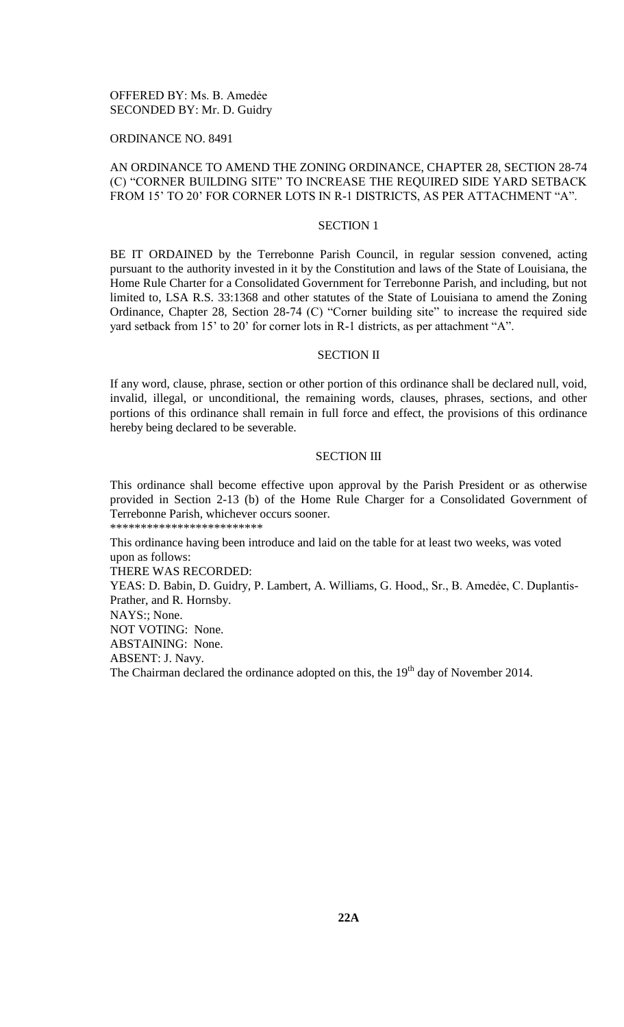OFFERED BY: Ms. B. Amedẻe
SECONDED BY: Mr. D. Guidry

ORDINANCE NO. 8491

AN ORDINANCE TO AMEND THE ZONING ORDINANCE, CHAPTER 28, SECTION 28-74 (C) "CORNER BUILDING SITE" TO INCREASE THE REQUIRED SIDE YARD SETBACK FROM 15' TO 20' FOR CORNER LOTS IN R-1 DISTRICTS, AS PER ATTACHMENT "A".

SECTION 1

BE IT ORDAINED by the Terrebonne Parish Council, in regular session convened, acting pursuant to the authority invested in it by the Constitution and laws of the State of Louisiana, the Home Rule Charter for a Consolidated Government for Terrebonne Parish, and including, but not limited to, LSA R.S. 33:1368 and other statutes of the State of Louisiana to amend the Zoning Ordinance, Chapter 28, Section 28-74 (C) "Corner building site" to increase the required side yard setback from 15' to 20' for corner lots in R-1 districts, as per attachment "A".

SECTION II

If any word, clause, phrase, section or other portion of this ordinance shall be declared null, void, invalid, illegal, or unconditional, the remaining words, clauses, phrases, sections, and other portions of this ordinance shall remain in full force and effect, the provisions of this ordinance hereby being declared to be severable.

SECTION III

This ordinance shall become effective upon approval by the Parish President or as otherwise provided in Section 2-13 (b) of the Home Rule Charger for a Consolidated Government of Terrebonne Parish, whichever occurs sooner.

*************************

This ordinance having been introduce and laid on the table for at least two weeks, was voted upon as follows:

THERE WAS RECORDED:

YEAS: D. Babin, D. Guidry, P. Lambert, A. Williams, G. Hood,, Sr., B. Amedẻe, C. Duplantis-Prather, and R. Hornsby.

NAYS:; None.

NOT VOTING: None.

ABSTAINING: None.

ABSENT: J. Navy.

The Chairman declared the ordinance adopted on this, the 19th day of November 2014.

**22A**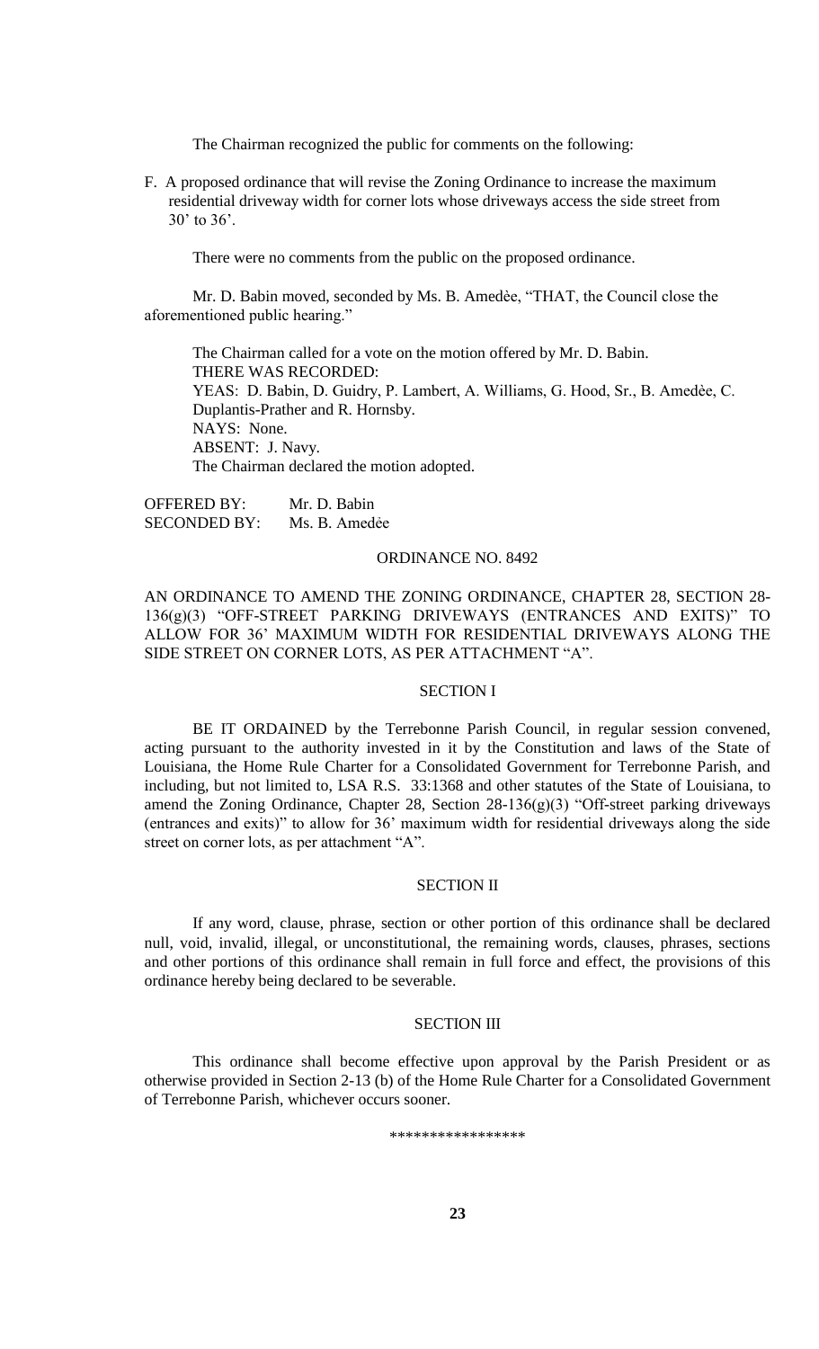The Chairman recognized the public for comments on the following:

F. A proposed ordinance that will revise the Zoning Ordinance to increase the maximum residential driveway width for corner lots whose driveways access the side street from 30' to 36'.

There were no comments from the public on the proposed ordinance.

Mr. D. Babin moved, seconded by Ms. B. Amedèe, "THAT, the Council close the aforementioned public hearing."

The Chairman called for a vote on the motion offered by Mr. D. Babin.
THERE WAS RECORDED:
YEAS: D. Babin, D. Guidry, P. Lambert, A. Williams, G. Hood, Sr., B. Amedèe, C. Duplantis-Prather and R. Hornsby.
NAYS: None.
ABSENT: J. Navy.
The Chairman declared the motion adopted.

OFFERED BY: Mr. D. Babin
SECONDED BY: Ms. B. Amedée

ORDINANCE NO. 8492

AN ORDINANCE TO AMEND THE ZONING ORDINANCE, CHAPTER 28, SECTION 28-136(g)(3) "OFF-STREET PARKING DRIVEWAYS (ENTRANCES AND EXITS)" TO ALLOW FOR 36' MAXIMUM WIDTH FOR RESIDENTIAL DRIVEWAYS ALONG THE SIDE STREET ON CORNER LOTS, AS PER ATTACHMENT "A".

SECTION I

BE IT ORDAINED by the Terrebonne Parish Council, in regular session convened, acting pursuant to the authority invested in it by the Constitution and laws of the State of Louisiana, the Home Rule Charter for a Consolidated Government for Terrebonne Parish, and including, but not limited to, LSA R.S. 33:1368 and other statutes of the State of Louisiana, to amend the Zoning Ordinance, Chapter 28, Section 28-136(g)(3) "Off-street parking driveways (entrances and exits)" to allow for 36' maximum width for residential driveways along the side street on corner lots, as per attachment "A".

SECTION II

If any word, clause, phrase, section or other portion of this ordinance shall be declared null, void, invalid, illegal, or unconstitutional, the remaining words, clauses, phrases, sections and other portions of this ordinance shall remain in full force and effect, the provisions of this ordinance hereby being declared to be severable.

SECTION III

This ordinance shall become effective upon approval by the Parish President or as otherwise provided in Section 2-13 (b) of the Home Rule Charter for a Consolidated Government of Terrebonne Parish, whichever occurs sooner.

\*\*\*\*\*\*\*\*\*\*\*\*\*\*\*\*\*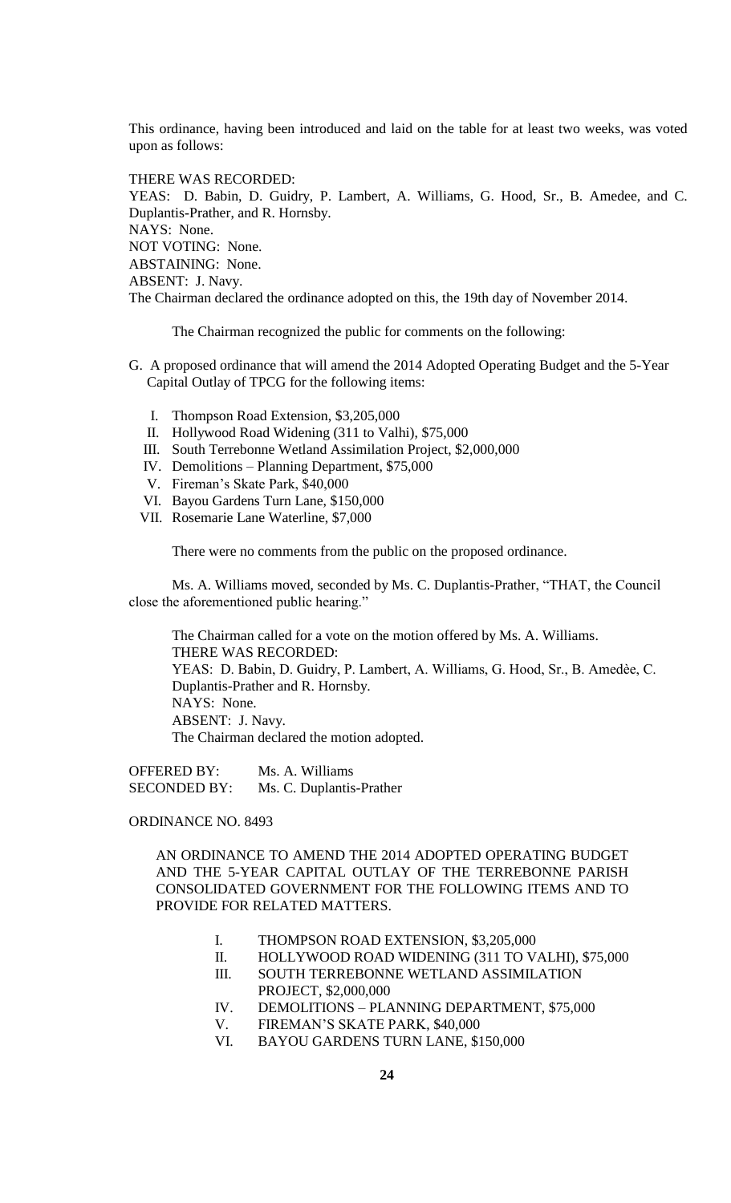This ordinance, having been introduced and laid on the table for at least two weeks, was voted upon as follows:

THERE WAS RECORDED:
YEAS: D. Babin, D. Guidry, P. Lambert, A. Williams, G. Hood, Sr., B. Amedee, and C. Duplantis-Prather, and R. Hornsby.
NAYS: None.
NOT VOTING: None.
ABSTAINING: None.
ABSENT: J. Navy.
The Chairman declared the ordinance adopted on this, the 19th day of November 2014.

The Chairman recognized the public for comments on the following:

G. A proposed ordinance that will amend the 2014 Adopted Operating Budget and the 5-Year Capital Outlay of TPCG for the following items:

   I. Thompson Road Extension, $3,205,000
   II. Hollywood Road Widening (311 to Valhi), $75,000
   III. South Terrebonne Wetland Assimilation Project, $2,000,000
   IV. Demolitions – Planning Department, $75,000
   V. Fireman's Skate Park, $40,000
   VI. Bayou Gardens Turn Lane, $150,000
   VII. Rosemarie Lane Waterline, $7,000

There were no comments from the public on the proposed ordinance.

Ms. A. Williams moved, seconded by Ms. C. Duplantis-Prather, "THAT, the Council close the aforementioned public hearing."

The Chairman called for a vote on the motion offered by Ms. A. Williams.
THERE WAS RECORDED:
YEAS: D. Babin, D. Guidry, P. Lambert, A. Williams, G. Hood, Sr., B. Amedèe, C. Duplantis-Prather and R. Hornsby.
NAYS: None.
ABSENT: J. Navy.
The Chairman declared the motion adopted.

OFFERED BY: Ms. A. Williams
SECONDED BY: Ms. C. Duplantis-Prather

ORDINANCE NO. 8493

AN ORDINANCE TO AMEND THE 2014 ADOPTED OPERATING BUDGET AND THE 5-YEAR CAPITAL OUTLAY OF THE TERREBONNE PARISH CONSOLIDATED GOVERNMENT FOR THE FOLLOWING ITEMS AND TO PROVIDE FOR RELATED MATTERS.

   I. THOMPSON ROAD EXTENSION, $3,205,000
   II. HOLLYWOOD ROAD WIDENING (311 TO VALHI), $75,000
   III. SOUTH TERREBONNE WETLAND ASSIMILATION PROJECT, $2,000,000
   IV. DEMOLITIONS – PLANNING DEPARTMENT, $75,000
   V. FIREMAN'S SKATE PARK, $40,000
   VI. BAYOU GARDENS TURN LANE, $150,000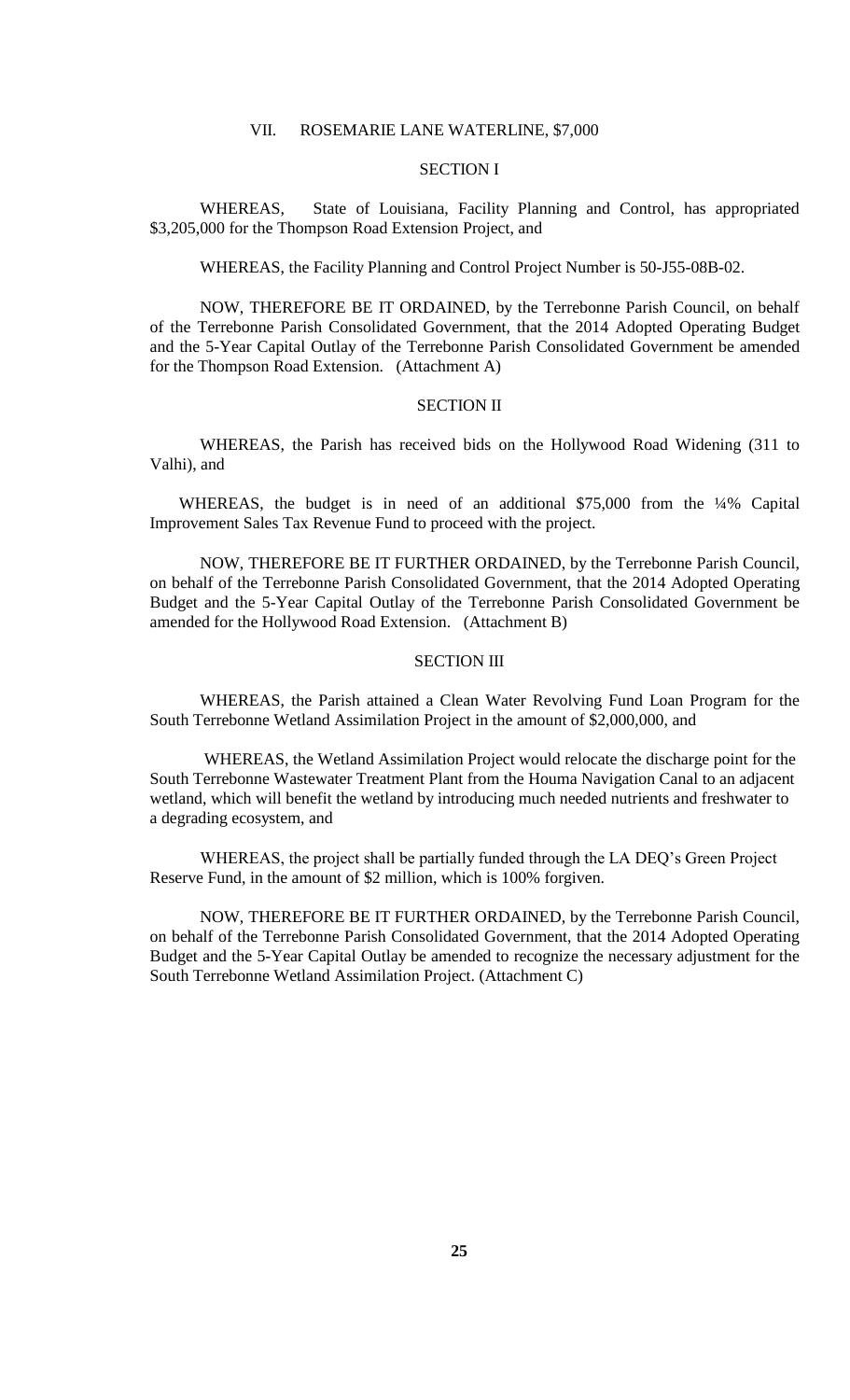VII. ROSEMARIE LANE WATERLINE, $7,000

SECTION I

WHEREAS, State of Louisiana, Facility Planning and Control, has appropriated $3,205,000 for the Thompson Road Extension Project, and

WHEREAS, the Facility Planning and Control Project Number is 50-J55-08B-02.

NOW, THEREFORE BE IT ORDAINED, by the Terrebonne Parish Council, on behalf of the Terrebonne Parish Consolidated Government, that the 2014 Adopted Operating Budget and the 5-Year Capital Outlay of the Terrebonne Parish Consolidated Government be amended for the Thompson Road Extension. (Attachment A)

SECTION II

WHEREAS, the Parish has received bids on the Hollywood Road Widening (311 to Valhi), and

WHEREAS, the budget is in need of an additional $75,000 from the ¼% Capital Improvement Sales Tax Revenue Fund to proceed with the project.

NOW, THEREFORE BE IT FURTHER ORDAINED, by the Terrebonne Parish Council, on behalf of the Terrebonne Parish Consolidated Government, that the 2014 Adopted Operating Budget and the 5-Year Capital Outlay of the Terrebonne Parish Consolidated Government be amended for the Hollywood Road Extension. (Attachment B)

SECTION III

WHEREAS, the Parish attained a Clean Water Revolving Fund Loan Program for the South Terrebonne Wetland Assimilation Project in the amount of $2,000,000, and

WHEREAS, the Wetland Assimilation Project would relocate the discharge point for the South Terrebonne Wastewater Treatment Plant from the Houma Navigation Canal to an adjacent wetland, which will benefit the wetland by introducing much needed nutrients and freshwater to a degrading ecosystem, and

WHEREAS, the project shall be partially funded through the LA DEQ's Green Project Reserve Fund, in the amount of $2 million, which is 100% forgiven.

NOW, THEREFORE BE IT FURTHER ORDAINED, by the Terrebonne Parish Council, on behalf of the Terrebonne Parish Consolidated Government, that the 2014 Adopted Operating Budget and the 5-Year Capital Outlay be amended to recognize the necessary adjustment for the South Terrebonne Wetland Assimilation Project. (Attachment C)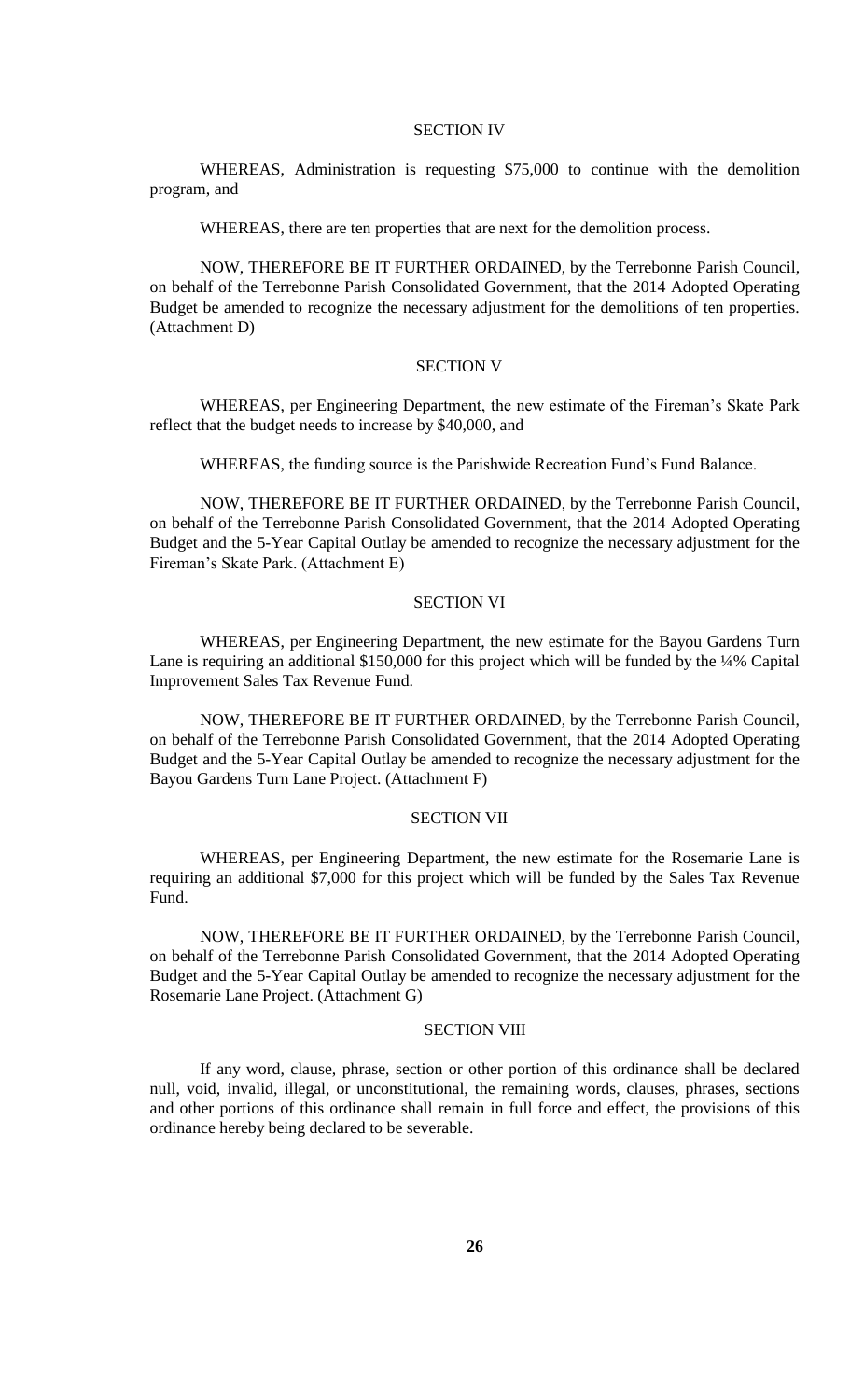## SECTION IV

WHEREAS, Administration is requesting $75,000 to continue with the demolition program, and

WHEREAS, there are ten properties that are next for the demolition process.

NOW, THEREFORE BE IT FURTHER ORDAINED, by the Terrebonne Parish Council, on behalf of the Terrebonne Parish Consolidated Government, that the 2014 Adopted Operating Budget be amended to recognize the necessary adjustment for the demolitions of ten properties. (Attachment D)

## SECTION V

WHEREAS, per Engineering Department, the new estimate of the Fireman's Skate Park reflect that the budget needs to increase by $40,000, and

WHEREAS, the funding source is the Parishwide Recreation Fund's Fund Balance.

NOW, THEREFORE BE IT FURTHER ORDAINED, by the Terrebonne Parish Council, on behalf of the Terrebonne Parish Consolidated Government, that the 2014 Adopted Operating Budget and the 5-Year Capital Outlay be amended to recognize the necessary adjustment for the Fireman's Skate Park. (Attachment E)

## SECTION VI

WHEREAS, per Engineering Department, the new estimate for the Bayou Gardens Turn Lane is requiring an additional $150,000 for this project which will be funded by the ¼% Capital Improvement Sales Tax Revenue Fund.

NOW, THEREFORE BE IT FURTHER ORDAINED, by the Terrebonne Parish Council, on behalf of the Terrebonne Parish Consolidated Government, that the 2014 Adopted Operating Budget and the 5-Year Capital Outlay be amended to recognize the necessary adjustment for the Bayou Gardens Turn Lane Project. (Attachment F)

## SECTION VII

WHEREAS, per Engineering Department, the new estimate for the Rosemarie Lane is requiring an additional $7,000 for this project which will be funded by the Sales Tax Revenue Fund.

NOW, THEREFORE BE IT FURTHER ORDAINED, by the Terrebonne Parish Council, on behalf of the Terrebonne Parish Consolidated Government, that the 2014 Adopted Operating Budget and the 5-Year Capital Outlay be amended to recognize the necessary adjustment for the Rosemarie Lane Project. (Attachment G)

## SECTION VIII

If any word, clause, phrase, section or other portion of this ordinance shall be declared null, void, invalid, illegal, or unconstitutional, the remaining words, clauses, phrases, sections and other portions of this ordinance shall remain in full force and effect, the provisions of this ordinance hereby being declared to be severable.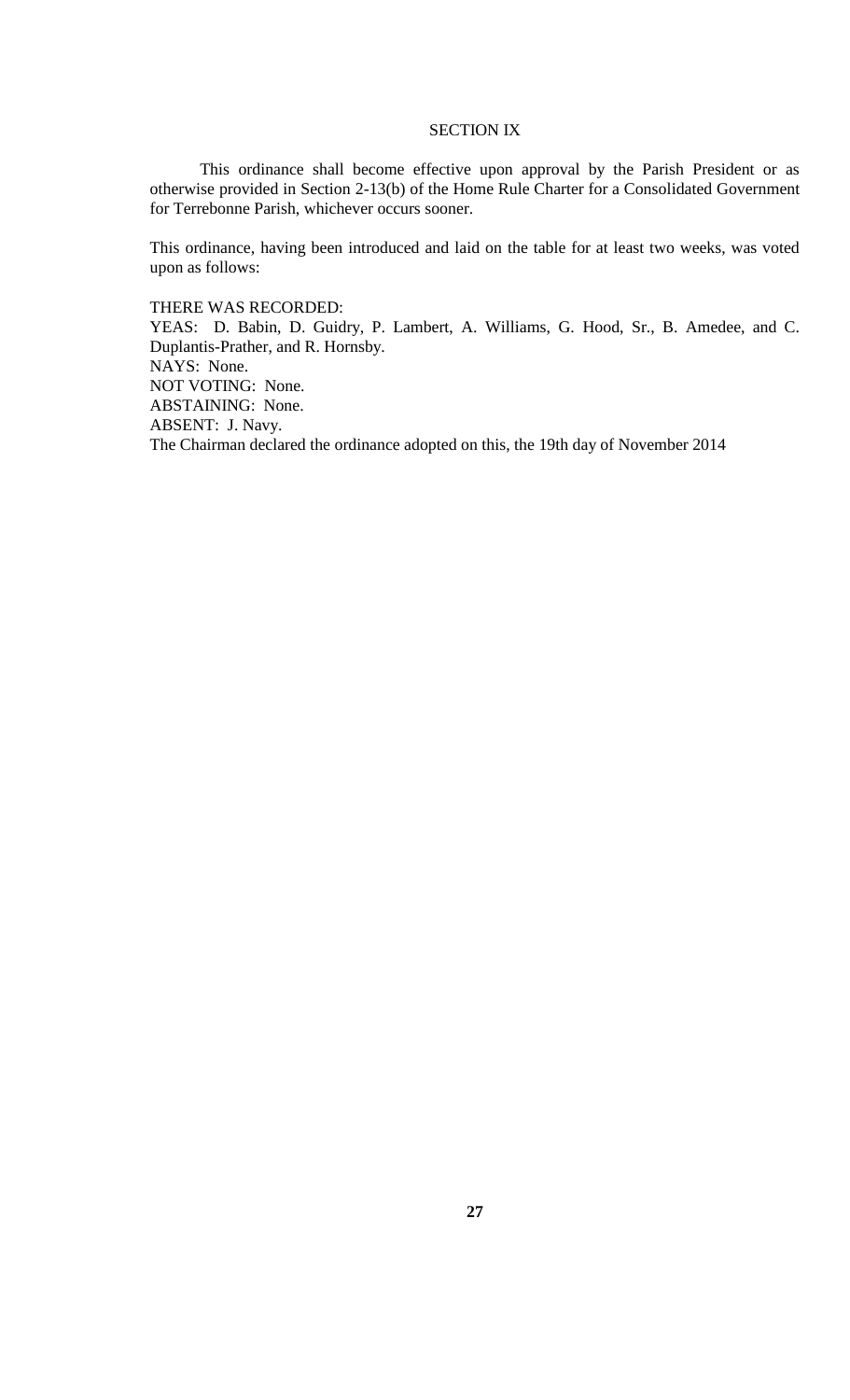SECTION IX

This ordinance shall become effective upon approval by the Parish President or as otherwise provided in Section 2-13(b) of the Home Rule Charter for a Consolidated Government for Terrebonne Parish, whichever occurs sooner.

This ordinance, having been introduced and laid on the table for at least two weeks, was voted upon as follows:

THERE WAS RECORDED:
YEAS: D. Babin, D. Guidry, P. Lambert, A. Williams, G. Hood, Sr., B. Amedee, and C. Duplantis-Prather, and R. Hornsby.
NAYS: None.
NOT VOTING: None.
ABSTAINING: None.
ABSENT: J. Navy.
The Chairman declared the ordinance adopted on this, the 19th day of November 2014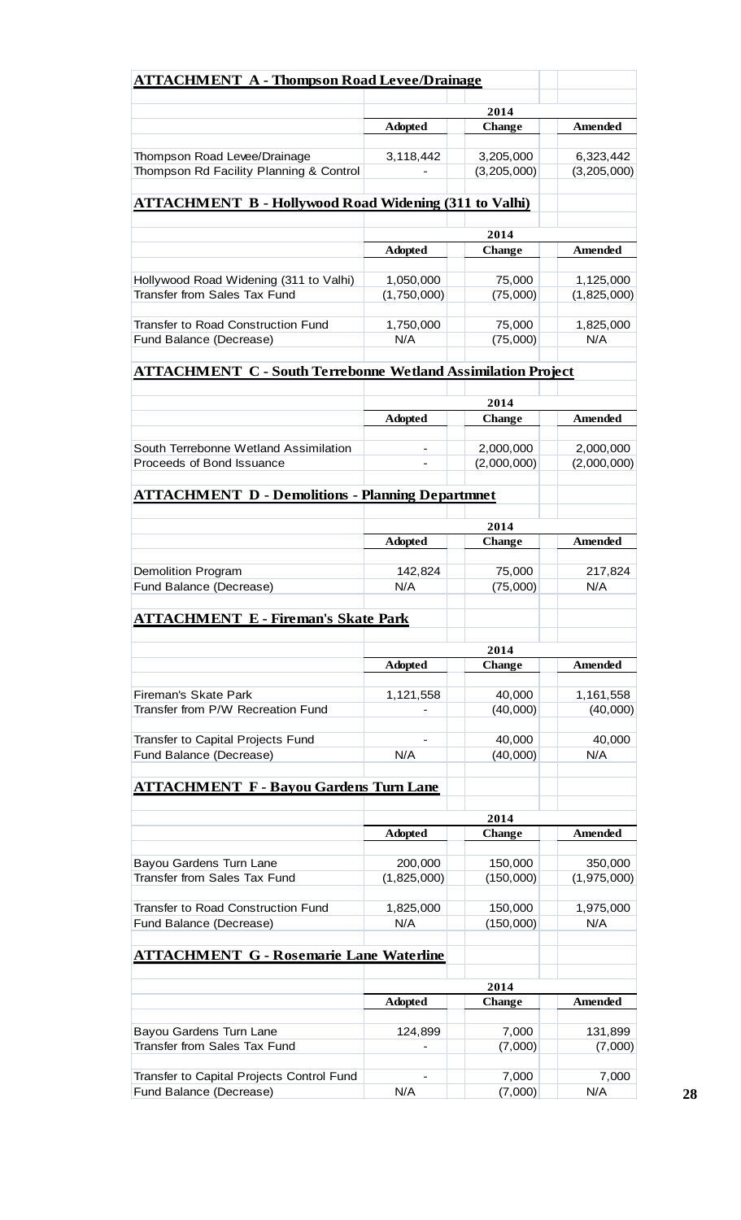## ATTACHMENT A - Thompson Road Levee/Drainage

| | 2014 | | |
|---|---|---|---|
| | Adopted | Change | Amended |
| Thompson Road Levee/Drainage | 3,118,442 | 3,205,000 | 6,323,442 |
| Thompson Rd Facility Planning & Control | - | (3,205,000) | (3,205,000) |

## ATTACHMENT B - Hollywood Road Widening (311 to Valhi)

| | 2014 | | |
|---|---|---|---|
| | Adopted | Change | Amended |
| Hollywood Road Widening (311 to Valhi) | 1,050,000 | 75,000 | 1,125,000 |
| Transfer from Sales Tax Fund | (1,750,000) | (75,000) | (1,825,000) |
| Transfer to Road Construction Fund | 1,750,000 | 75,000 | 1,825,000 |
| Fund Balance (Decrease) | N/A | (75,000) | N/A |

## ATTACHMENT C - South Terrebonne Wetland Assimilation Project

| | 2014 | | |
|---|---|---|---|
| | Adopted | Change | Amended |
| South Terrebonne Wetland Assimilation | - | 2,000,000 | 2,000,000 |
| Proceeds of Bond Issuance | - | (2,000,000) | (2,000,000) |

## ATTACHMENT D - Demolitions - Planning Departmnet

| | 2014 | | |
|---|---|---|---|
| | Adopted | Change | Amended |
| Demolition Program | 142,824 | 75,000 | 217,824 |
| Fund Balance (Decrease) | N/A | (75,000) | N/A |

## ATTACHMENT E - Fireman's Skate Park

| | 2014 | | |
|---|---|---|---|
| | Adopted | Change | Amended |
| Fireman's Skate Park | 1,121,558 | 40,000 | 1,161,558 |
| Transfer from P/W Recreation Fund | - | (40,000) | (40,000) |
| Transfer to Capital Projects Fund | - | 40,000 | 40,000 |
| Fund Balance (Decrease) | N/A | (40,000) | N/A |

## ATTACHMENT F - Bayou Gardens Turn Lane

| | 2014 | | |
|---|---|---|---|
| | Adopted | Change | Amended |
| Bayou Gardens Turn Lane | 200,000 | 150,000 | 350,000 |
| Transfer from Sales Tax Fund | (1,825,000) | (150,000) | (1,975,000) |
| Transfer to Road Construction Fund | 1,825,000 | 150,000 | 1,975,000 |
| Fund Balance (Decrease) | N/A | (150,000) | N/A |

## ATTACHMENT G - Rosemarie Lane Waterline

| | 2014 | | |
|---|---|---|---|
| | Adopted | Change | Amended |
| Bayou Gardens Turn Lane | 124,899 | 7,000 | 131,899 |
| Transfer from Sales Tax Fund | - | (7,000) | (7,000) |
| Transfer to Capital Projects Control Fund | - | 7,000 | 7,000 |
| Fund Balance (Decrease) | N/A | (7,000) | N/A |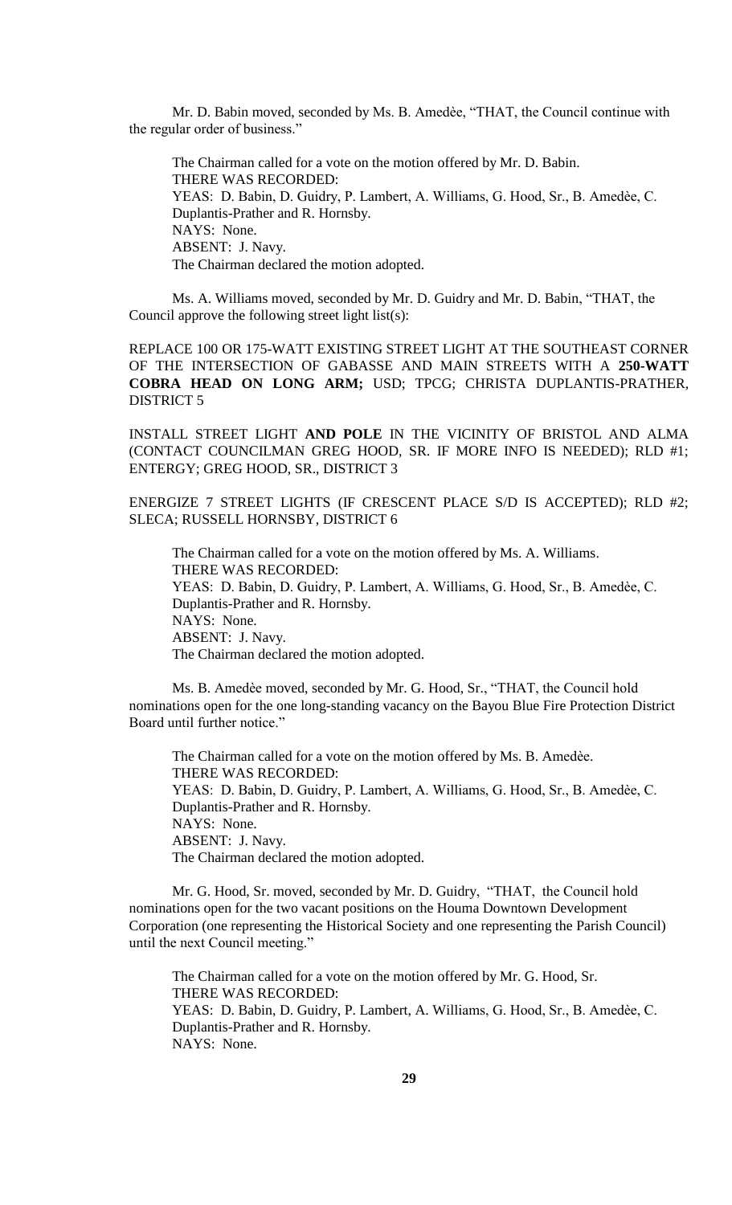Mr. D. Babin moved, seconded by Ms. B. Amedèe, "THAT, the Council continue with the regular order of business."

The Chairman called for a vote on the motion offered by Mr. D. Babin.
THERE WAS RECORDED:
YEAS: D. Babin, D. Guidry, P. Lambert, A. Williams, G. Hood, Sr., B. Amedèe, C. Duplantis-Prather and R. Hornsby.
NAYS: None.
ABSENT: J. Navy.
The Chairman declared the motion adopted.

Ms. A. Williams moved, seconded by Mr. D. Guidry and Mr. D. Babin, "THAT, the Council approve the following street light list(s):

REPLACE 100 OR 175-WATT EXISTING STREET LIGHT AT THE SOUTHEAST CORNER OF THE INTERSECTION OF GABASSE AND MAIN STREETS WITH A **250-WATT COBRA HEAD ON LONG ARM;** USD; TPCG; CHRISTA DUPLANTIS-PRATHER, DISTRICT 5

INSTALL STREET LIGHT **AND POLE** IN THE VICINITY OF BRISTOL AND ALMA (CONTACT COUNCILMAN GREG HOOD, SR. IF MORE INFO IS NEEDED); RLD #1; ENTERGY; GREG HOOD, SR., DISTRICT 3

ENERGIZE 7 STREET LIGHTS (IF CRESCENT PLACE S/D IS ACCEPTED); RLD #2; SLECA; RUSSELL HORNSBY, DISTRICT 6

The Chairman called for a vote on the motion offered by Ms. A. Williams.
THERE WAS RECORDED:
YEAS: D. Babin, D. Guidry, P. Lambert, A. Williams, G. Hood, Sr., B. Amedèe, C. Duplantis-Prather and R. Hornsby.
NAYS: None.
ABSENT: J. Navy.
The Chairman declared the motion adopted.

Ms. B. Amedèe moved, seconded by Mr. G. Hood, Sr., "THAT, the Council hold nominations open for the one long-standing vacancy on the Bayou Blue Fire Protection District Board until further notice."

The Chairman called for a vote on the motion offered by Ms. B. Amedèe.
THERE WAS RECORDED:
YEAS: D. Babin, D. Guidry, P. Lambert, A. Williams, G. Hood, Sr., B. Amedèe, C. Duplantis-Prather and R. Hornsby.
NAYS: None.
ABSENT: J. Navy.
The Chairman declared the motion adopted.

Mr. G. Hood, Sr. moved, seconded by Mr. D. Guidry, "THAT, the Council hold nominations open for the two vacant positions on the Houma Downtown Development Corporation (one representing the Historical Society and one representing the Parish Council) until the next Council meeting."

The Chairman called for a vote on the motion offered by Mr. G. Hood, Sr.
THERE WAS RECORDED:
YEAS: D. Babin, D. Guidry, P. Lambert, A. Williams, G. Hood, Sr., B. Amedèe, C. Duplantis-Prather and R. Hornsby.
NAYS: None.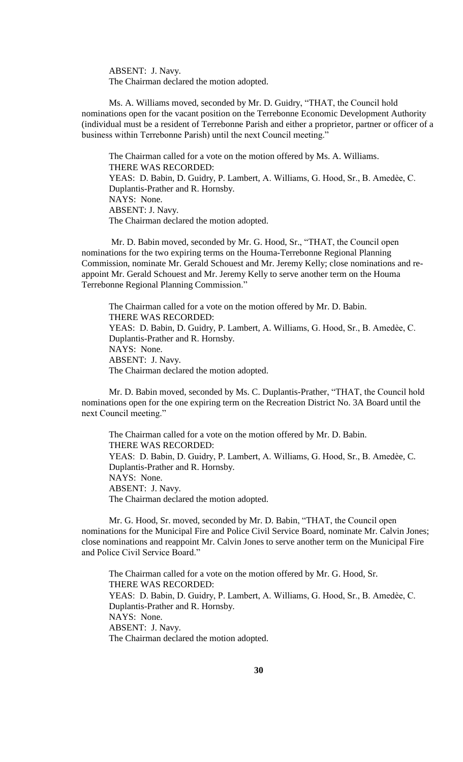ABSENT: J. Navy.
The Chairman declared the motion adopted.

Ms. A. Williams moved, seconded by Mr. D. Guidry, "THAT, the Council hold nominations open for the vacant position on the Terrebonne Economic Development Authority (individual must be a resident of Terrebonne Parish and either a proprietor, partner or officer of a business within Terrebonne Parish) until the next Council meeting."

The Chairman called for a vote on the motion offered by Ms. A. Williams.
THERE WAS RECORDED:
YEAS: D. Babin, D. Guidry, P. Lambert, A. Williams, G. Hood, Sr., B. Amedèe, C. Duplantis-Prather and R. Hornsby.
NAYS: None.
ABSENT: J. Navy.
The Chairman declared the motion adopted.

Mr. D. Babin moved, seconded by Mr. G. Hood, Sr., "THAT, the Council open nominations for the two expiring terms on the Houma-Terrebonne Regional Planning Commission, nominate Mr. Gerald Schouest and Mr. Jeremy Kelly; close nominations and re-appoint Mr. Gerald Schouest and Mr. Jeremy Kelly to serve another term on the Houma Terrebonne Regional Planning Commission."

The Chairman called for a vote on the motion offered by Mr. D. Babin.
THERE WAS RECORDED:
YEAS: D. Babin, D. Guidry, P. Lambert, A. Williams, G. Hood, Sr., B. Amedèe, C. Duplantis-Prather and R. Hornsby.
NAYS: None.
ABSENT: J. Navy.
The Chairman declared the motion adopted.

Mr. D. Babin moved, seconded by Ms. C. Duplantis-Prather, "THAT, the Council hold nominations open for the one expiring term on the Recreation District No. 3A Board until the next Council meeting."

The Chairman called for a vote on the motion offered by Mr. D. Babin.
THERE WAS RECORDED:
YEAS: D. Babin, D. Guidry, P. Lambert, A. Williams, G. Hood, Sr., B. Amedèe, C. Duplantis-Prather and R. Hornsby.
NAYS: None.
ABSENT: J. Navy.
The Chairman declared the motion adopted.

Mr. G. Hood, Sr. moved, seconded by Mr. D. Babin, "THAT, the Council open nominations for the Municipal Fire and Police Civil Service Board, nominate Mr. Calvin Jones; close nominations and reappoint Mr. Calvin Jones to serve another term on the Municipal Fire and Police Civil Service Board."

The Chairman called for a vote on the motion offered by Mr. G. Hood, Sr.
THERE WAS RECORDED:
YEAS: D. Babin, D. Guidry, P. Lambert, A. Williams, G. Hood, Sr., B. Amedèe, C. Duplantis-Prather and R. Hornsby.
NAYS: None.
ABSENT: J. Navy.
The Chairman declared the motion adopted.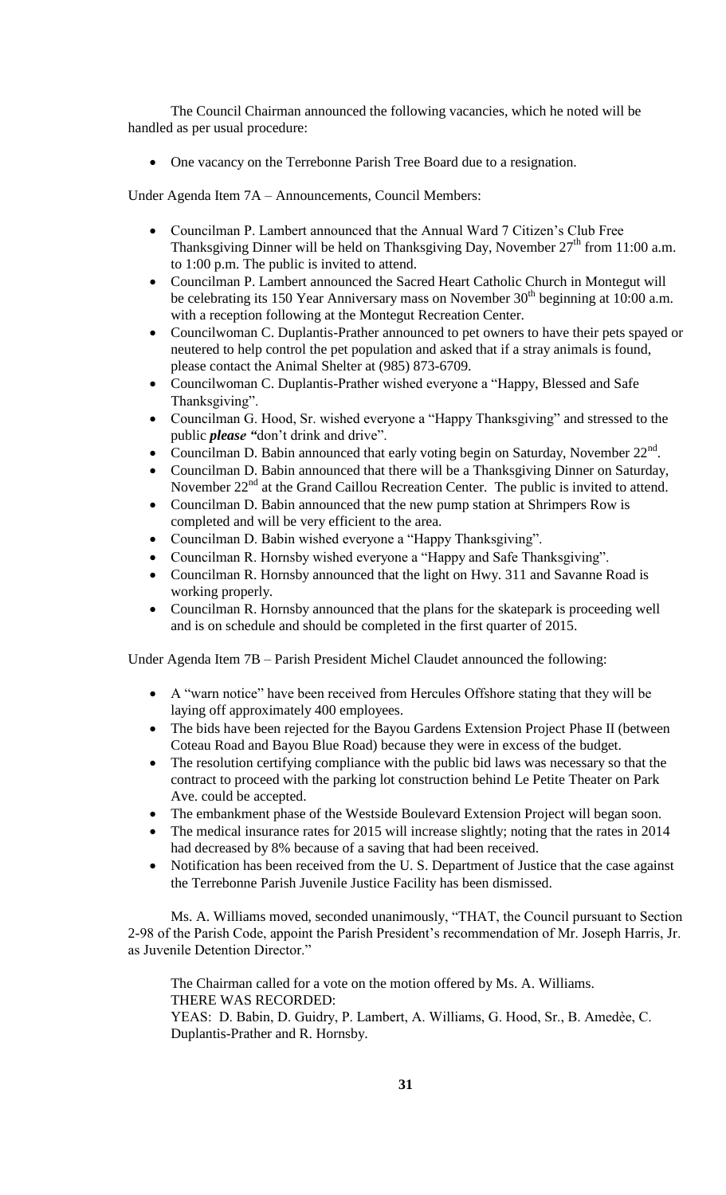The Council Chairman announced the following vacancies, which he noted will be handled as per usual procedure:

- One vacancy on the Terrebonne Parish Tree Board due to a resignation.

Under Agenda Item 7A – Announcements, Council Members:

- Councilman P. Lambert announced that the Annual Ward 7 Citizen's Club Free Thanksgiving Dinner will be held on Thanksgiving Day, November 27th from 11:00 a.m. to 1:00 p.m. The public is invited to attend.
- Councilman P. Lambert announced the Sacred Heart Catholic Church in Montegut will be celebrating its 150 Year Anniversary mass on November 30th beginning at 10:00 a.m. with a reception following at the Montegut Recreation Center.
- Councilwoman C. Duplantis-Prather announced to pet owners to have their pets spayed or neutered to help control the pet population and asked that if a stray animals is found, please contact the Animal Shelter at (985) 873-6709.
- Councilwoman C. Duplantis-Prather wished everyone a "Happy, Blessed and Safe Thanksgiving".
- Councilman G. Hood, Sr. wished everyone a "Happy Thanksgiving" and stressed to the public ***please*** "don't drink and drive".
- Councilman D. Babin announced that early voting begin on Saturday, November 22nd.
- Councilman D. Babin announced that there will be a Thanksgiving Dinner on Saturday, November 22nd at the Grand Caillou Recreation Center. The public is invited to attend.
- Councilman D. Babin announced that the new pump station at Shrimpers Row is completed and will be very efficient to the area.
- Councilman D. Babin wished everyone a "Happy Thanksgiving".
- Councilman R. Hornsby wished everyone a "Happy and Safe Thanksgiving".
- Councilman R. Hornsby announced that the light on Hwy. 311 and Savanne Road is working properly.
- Councilman R. Hornsby announced that the plans for the skatepark is proceeding well and is on schedule and should be completed in the first quarter of 2015.

Under Agenda Item 7B – Parish President Michel Claudet announced the following:

- A "warn notice" have been received from Hercules Offshore stating that they will be laying off approximately 400 employees.
- The bids have been rejected for the Bayou Gardens Extension Project Phase II (between Coteau Road and Bayou Blue Road) because they were in excess of the budget.
- The resolution certifying compliance with the public bid laws was necessary so that the contract to proceed with the parking lot construction behind Le Petite Theater on Park Ave. could be accepted.
- The embankment phase of the Westside Boulevard Extension Project will began soon.
- The medical insurance rates for 2015 will increase slightly; noting that the rates in 2014 had decreased by 8% because of a saving that had been received.
- Notification has been received from the U. S. Department of Justice that the case against the Terrebonne Parish Juvenile Justice Facility has been dismissed.

Ms. A. Williams moved, seconded unanimously, "THAT, the Council pursuant to Section 2-98 of the Parish Code, appoint the Parish President's recommendation of Mr. Joseph Harris, Jr. as Juvenile Detention Director."

The Chairman called for a vote on the motion offered by Ms. A. Williams.
THERE WAS RECORDED:
YEAS: D. Babin, D. Guidry, P. Lambert, A. Williams, G. Hood, Sr., B. Amedèe, C. Duplantis-Prather and R. Hornsby.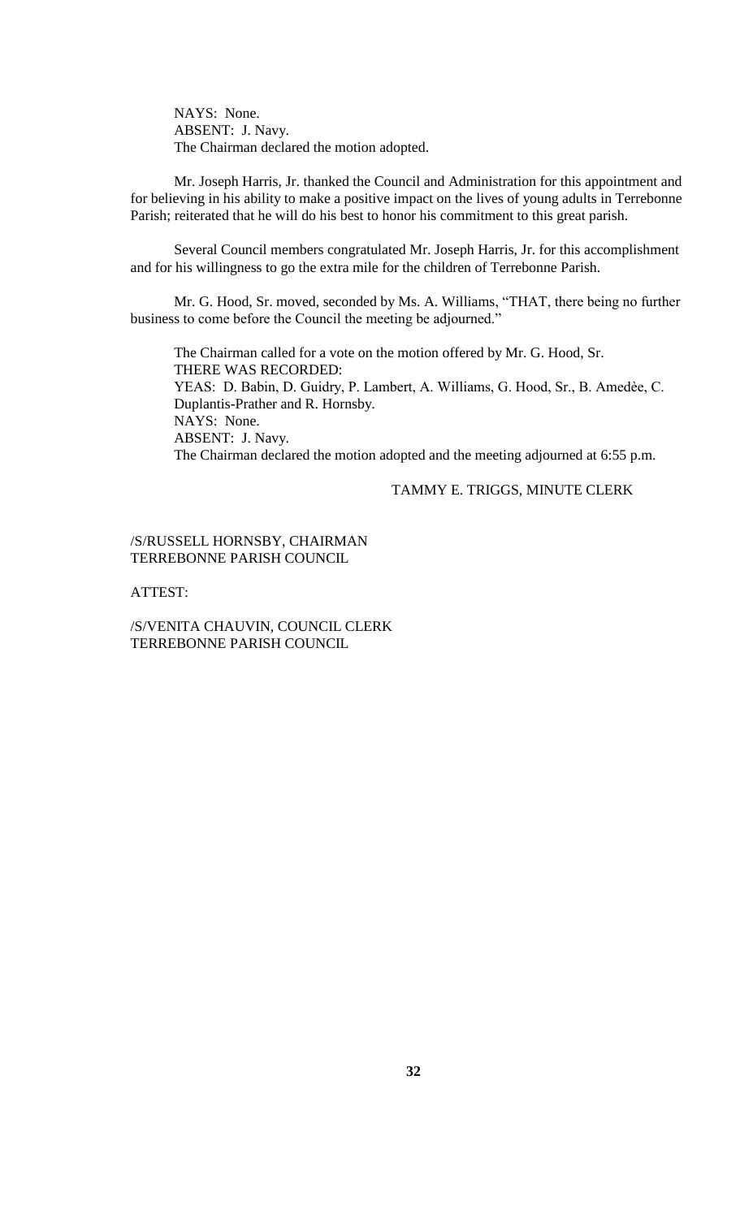NAYS: None.
ABSENT: J. Navy.
The Chairman declared the motion adopted.

Mr. Joseph Harris, Jr. thanked the Council and Administration for this appointment and for believing in his ability to make a positive impact on the lives of young adults in Terrebonne Parish; reiterated that he will do his best to honor his commitment to this great parish.

Several Council members congratulated Mr. Joseph Harris, Jr. for this accomplishment and for his willingness to go the extra mile for the children of Terrebonne Parish.

Mr. G. Hood, Sr. moved, seconded by Ms. A. Williams, "THAT, there being no further business to come before the Council the meeting be adjourned."

The Chairman called for a vote on the motion offered by Mr. G. Hood, Sr.
THERE WAS RECORDED:
YEAS: D. Babin, D. Guidry, P. Lambert, A. Williams, G. Hood, Sr., B. Amedèe, C. Duplantis-Prather and R. Hornsby.
NAYS: None.
ABSENT: J. Navy.
The Chairman declared the motion adopted and the meeting adjourned at 6:55 p.m.

TAMMY E. TRIGGS, MINUTE CLERK

/S/RUSSELL HORNSBY, CHAIRMAN
TERREBONNE PARISH COUNCIL

ATTEST:

/S/VENITA CHAUVIN, COUNCIL CLERK
TERREBONNE PARISH COUNCIL